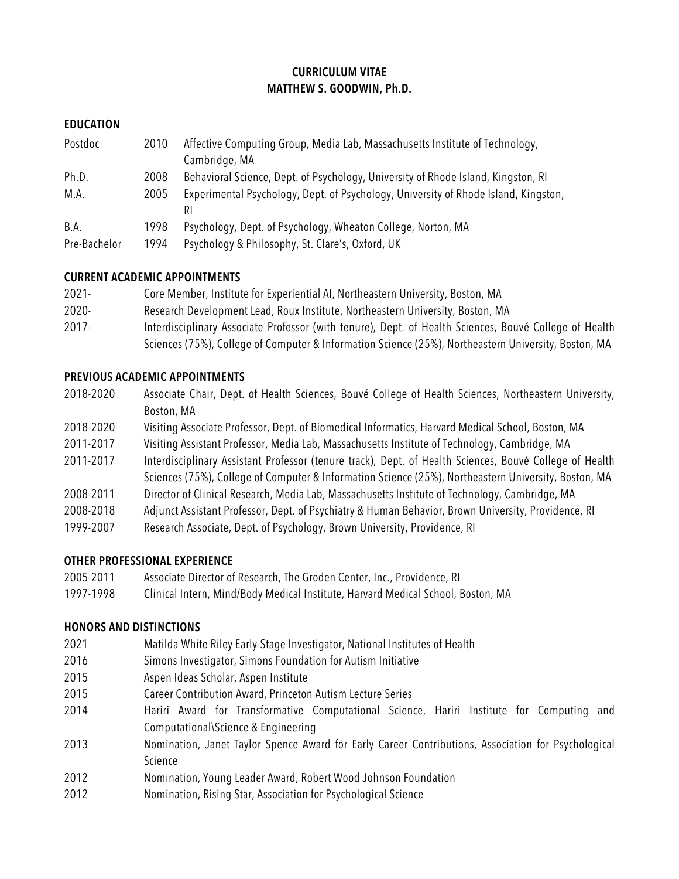# CURRICULUM VITAE
# MATTHEW S. GOODWIN, Ph.D.

## EDUCATION

| | | |
|---|---|---|
| Postdoc | 2010 | Affective Computing Group, Media Lab, Massachusetts Institute of Technology, Cambridge, MA |
| Ph.D. | 2008 | Behavioral Science, Dept. of Psychology, University of Rhode Island, Kingston, RI |
| M.A. | 2005 | Experimental Psychology, Dept. of Psychology, University of Rhode Island, Kingston, RI |
| B.A. | 1998 | Psychology, Dept. of Psychology, Wheaton College, Norton, MA |
| Pre-Bachelor | 1994 | Psychology & Philosophy, St. Clare's, Oxford, UK |

## CURRENT ACADEMIC APPOINTMENTS

| | |
|---|---|
| 2021- | Core Member, Institute for Experiential AI, Northeastern University, Boston, MA |
| 2020- | Research Development Lead, Roux Institute, Northeastern University, Boston, MA |
| 2017- | Interdisciplinary Associate Professor (with tenure), Dept. of Health Sciences, Bouvé College of Health Sciences (75%), College of Computer & Information Science (25%), Northeastern University, Boston, MA |

## PREVIOUS ACADEMIC APPOINTMENTS

| | |
|---|---|
| 2018-2020 | Associate Chair, Dept. of Health Sciences, Bouvé College of Health Sciences, Northeastern University, Boston, MA |
| 2018-2020 | Visiting Associate Professor, Dept. of Biomedical Informatics, Harvard Medical School, Boston, MA |
| 2011-2017 | Visiting Assistant Professor, Media Lab, Massachusetts Institute of Technology, Cambridge, MA |
| 2011-2017 | Interdisciplinary Assistant Professor (tenure track), Dept. of Health Sciences, Bouvé College of Health Sciences (75%), College of Computer & Information Science (25%), Northeastern University, Boston, MA |
| 2008-2011 | Director of Clinical Research, Media Lab, Massachusetts Institute of Technology, Cambridge, MA |
| 2008-2018 | Adjunct Assistant Professor, Dept. of Psychiatry & Human Behavior, Brown University, Providence, RI |
| 1999-2007 | Research Associate, Dept. of Psychology, Brown University, Providence, RI |

## OTHER PROFESSIONAL EXPERIENCE

| | |
|---|---|
| 2005-2011 | Associate Director of Research, The Groden Center, Inc., Providence, RI |
| 1997-1998 | Clinical Intern, Mind/Body Medical Institute, Harvard Medical School, Boston, MA |

## HONORS AND DISTINCTIONS

| | |
|---|---|
| 2021 | Matilda White Riley Early-Stage Investigator, National Institutes of Health |
| 2016 | Simons Investigator, Simons Foundation for Autism Initiative |
| 2015 | Aspen Ideas Scholar, Aspen Institute |
| 2015 | Career Contribution Award, Princeton Autism Lecture Series |
| 2014 | Hariri Award for Transformative Computational Science, Hariri Institute for Computing and Computational\Science & Engineering |
| 2013 | Nomination, Janet Taylor Spence Award for Early Career Contributions, Association for Psychological Science |
| 2012 | Nomination, Young Leader Award, Robert Wood Johnson Foundation |
| 2012 | Nomination, Rising Star, Association for Psychological Science |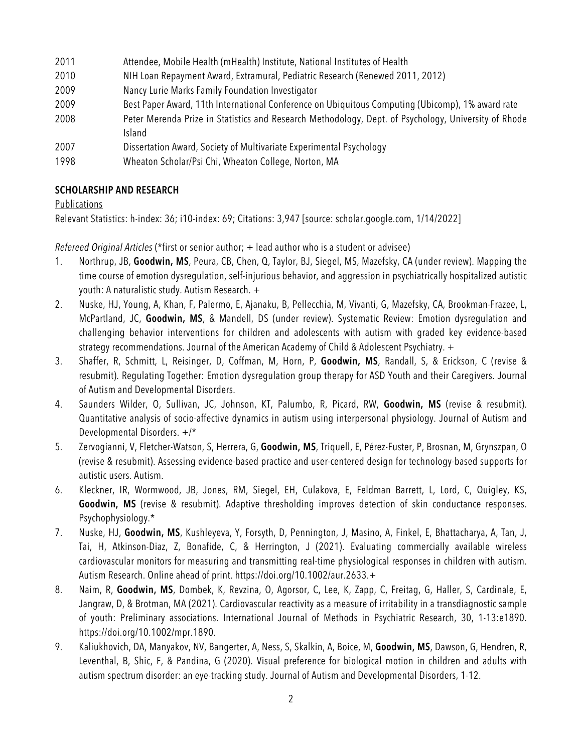2011 Attendee, Mobile Health (mHealth) Institute, National Institutes of Health

2010 NIH Loan Repayment Award, Extramural, Pediatric Research (Renewed 2011, 2012)

2009 Nancy Lurie Marks Family Foundation Investigator

2009 Best Paper Award, 11th International Conference on Ubiquitous Computing (Ubicomp), 1% award rate

2008 Peter Merenda Prize in Statistics and Research Methodology, Dept. of Psychology, University of Rhode Island

2007 Dissertation Award, Society of Multivariate Experimental Psychology

1998 Wheaton Scholar/Psi Chi, Wheaton College, Norton, MA

**SCHOLARSHIP AND RESEARCH**

Publications

Relevant Statistics: h-index: 36; i10-index: 69; Citations: 3,947 [source: scholar.google.com, 1/14/2022]

*Refereed Original Articles* (*first or senior author; + lead author who is a student or advisee)

1. Northrup, JB, **Goodwin, MS**, Peura, CB, Chen, Q, Taylor, BJ, Siegel, MS, Mazefsky, CA (under review). Mapping the time course of emotion dysregulation, self-injurious behavior, and aggression in psychiatrically hospitalized autistic youth: A naturalistic study. Autism Research. +
2. Nuske, HJ, Young, A, Khan, F, Palermo, E, Ajanaku, B, Pellecchia, M, Vivanti, G, Mazefsky, CA, Brookman-Frazee, L, McPartland, JC, **Goodwin, MS**, & Mandell, DS (under review). Systematic Review: Emotion dysregulation and challenging behavior interventions for children and adolescents with autism with graded key evidence-based strategy recommendations. Journal of the American Academy of Child & Adolescent Psychiatry. +
3. Shaffer, R, Schmitt, L, Reisinger, D, Coffman, M, Horn, P, **Goodwin, MS**, Randall, S, & Erickson, C (revise & resubmit). Regulating Together: Emotion dysregulation group therapy for ASD Youth and their Caregivers. Journal of Autism and Developmental Disorders.
4. Saunders Wilder, O, Sullivan, JC, Johnson, KT, Palumbo, R, Picard, RW, **Goodwin, MS** (revise & resubmit). Quantitative analysis of socio-affective dynamics in autism using interpersonal physiology. Journal of Autism and Developmental Disorders. +/*
5. Zervogianni, V, Fletcher-Watson, S, Herrera, G, **Goodwin, MS**, Triquell, E, Pérez-Fuster, P, Brosnan, M, Grynszpan, O (revise & resubmit). Assessing evidence-based practice and user-centered design for technology-based supports for autistic users. Autism.
6. Kleckner, IR, Wormwood, JB, Jones, RM, Siegel, EH, Culakova, E, Feldman Barrett, L, Lord, C, Quigley, KS, **Goodwin, MS** (revise & resubmit). Adaptive thresholding improves detection of skin conductance responses. Psychophysiology.*
7. Nuske, HJ, **Goodwin, MS**, Kushleyeva, Y, Forsyth, D, Pennington, J, Masino, A, Finkel, E, Bhattacharya, A, Tan, J, Tai, H, Atkinson-Diaz, Z, Bonafide, C, & Herrington, J (2021). Evaluating commercially available wireless cardiovascular monitors for measuring and transmitting real-time physiological responses in children with autism. Autism Research. Online ahead of print. https://doi.org/10.1002/aur.2633.+
8. Naim, R, **Goodwin, MS**, Dombek, K, Revzina, O, Agorsor, C, Lee, K, Zapp, C, Freitag, G, Haller, S, Cardinale, E, Jangraw, D, & Brotman, MA (2021). Cardiovascular reactivity as a measure of irritability in a transdiagnostic sample of youth: Preliminary associations. International Journal of Methods in Psychiatric Research, 30, 1-13:e1890. https://doi.org/10.1002/mpr.1890.
9. Kaliukhovich, DA, Manyakov, NV, Bangerter, A, Ness, S, Skalkin, A, Boice, M, **Goodwin, MS**, Dawson, G, Hendren, R, Leventhal, B, Shic, F, & Pandina, G (2020). Visual preference for biological motion in children and adults with autism spectrum disorder: an eye-tracking study. Journal of Autism and Developmental Disorders, 1-12.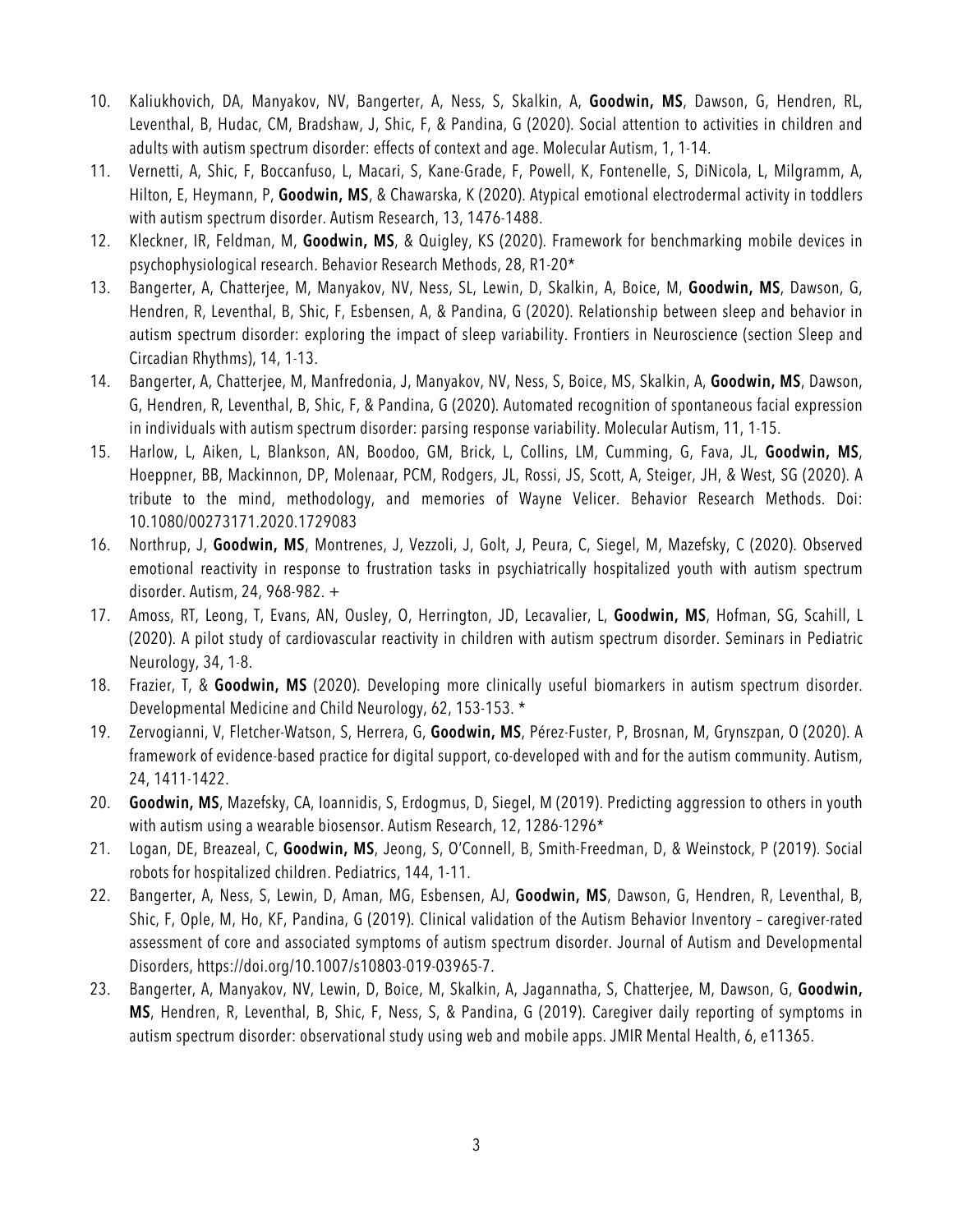10. Kaliukhovich, DA, Manyakov, NV, Bangerter, A, Ness, S, Skalkin, A, **Goodwin, MS**, Dawson, G, Hendren, RL, Leventhal, B, Hudac, CM, Bradshaw, J, Shic, F, & Pandina, G (2020). Social attention to activities in children and adults with autism spectrum disorder: effects of context and age. Molecular Autism, 1, 1-14.
11. Vernetti, A, Shic, F, Boccanfuso, L, Macari, S, Kane-Grade, F, Powell, K, Fontenelle, S, DiNicola, L, Milgramm, A, Hilton, E, Heymann, P, **Goodwin, MS**, & Chawarska, K (2020). Atypical emotional electrodermal activity in toddlers with autism spectrum disorder. Autism Research, 13, 1476-1488.
12. Kleckner, IR, Feldman, M, **Goodwin, MS**, & Quigley, KS (2020). Framework for benchmarking mobile devices in psychophysiological research. Behavior Research Methods, 28, R1-20*
13. Bangerter, A, Chatterjee, M, Manyakov, NV, Ness, SL, Lewin, D, Skalkin, A, Boice, M, **Goodwin, MS**, Dawson, G, Hendren, R, Leventhal, B, Shic, F, Esbensen, A, & Pandina, G (2020). Relationship between sleep and behavior in autism spectrum disorder: exploring the impact of sleep variability. Frontiers in Neuroscience (section Sleep and Circadian Rhythms), 14, 1-13.
14. Bangerter, A, Chatterjee, M, Manfredonia, J, Manyakov, NV, Ness, S, Boice, MS, Skalkin, A, **Goodwin, MS**, Dawson, G, Hendren, R, Leventhal, B, Shic, F, & Pandina, G (2020). Automated recognition of spontaneous facial expression in individuals with autism spectrum disorder: parsing response variability. Molecular Autism, 11, 1-15.
15. Harlow, L, Aiken, L, Blankson, AN, Boodoo, GM, Brick, L, Collins, LM, Cumming, G, Fava, JL, **Goodwin, MS**, Hoeppner, BB, Mackinnon, DP, Molenaar, PCM, Rodgers, JL, Rossi, JS, Scott, A, Steiger, JH, & West, SG (2020). A tribute to the mind, methodology, and memories of Wayne Velicer. Behavior Research Methods. Doi: 10.1080/00273171.2020.1729083
16. Northrup, J, **Goodwin, MS**, Montrenes, J, Vezzoli, J, Golt, J, Peura, C, Siegel, M, Mazefsky, C (2020). Observed emotional reactivity in response to frustration tasks in psychiatrically hospitalized youth with autism spectrum disorder. Autism, 24, 968-982. +
17. Amoss, RT, Leong, T, Evans, AN, Ousley, O, Herrington, JD, Lecavalier, L, **Goodwin, MS**, Hofman, SG, Scahill, L (2020). A pilot study of cardiovascular reactivity in children with autism spectrum disorder. Seminars in Pediatric Neurology, 34, 1-8.
18. Frazier, T, & **Goodwin, MS** (2020). Developing more clinically useful biomarkers in autism spectrum disorder. Developmental Medicine and Child Neurology, 62, 153-153. *
19. Zervogianni, V, Fletcher-Watson, S, Herrera, G, **Goodwin, MS**, Pérez-Fuster, P, Brosnan, M, Grynszpan, O (2020). A framework of evidence-based practice for digital support, co-developed with and for the autism community. Autism, 24, 1411-1422.
20. **Goodwin, MS**, Mazefsky, CA, Ioannidis, S, Erdogmus, D, Siegel, M (2019). Predicting aggression to others in youth with autism using a wearable biosensor. Autism Research, 12, 1286-1296*
21. Logan, DE, Breazeal, C, **Goodwin, MS**, Jeong, S, O'Connell, B, Smith-Freedman, D, & Weinstock, P (2019). Social robots for hospitalized children. Pediatrics, 144, 1-11.
22. Bangerter, A, Ness, S, Lewin, D, Aman, MG, Esbensen, AJ, **Goodwin, MS**, Dawson, G, Hendren, R, Leventhal, B, Shic, F, Ople, M, Ho, KF, Pandina, G (2019). Clinical validation of the Autism Behavior Inventory – caregiver-rated assessment of core and associated symptoms of autism spectrum disorder. Journal of Autism and Developmental Disorders, https://doi.org/10.1007/s10803-019-03965-7.
23. Bangerter, A, Manyakov, NV, Lewin, D, Boice, M, Skalkin, A, Jagannatha, S, Chatterjee, M, Dawson, G, **Goodwin, MS**, Hendren, R, Leventhal, B, Shic, F, Ness, S, & Pandina, G (2019). Caregiver daily reporting of symptoms in autism spectrum disorder: observational study using web and mobile apps. JMIR Mental Health, 6, e11365.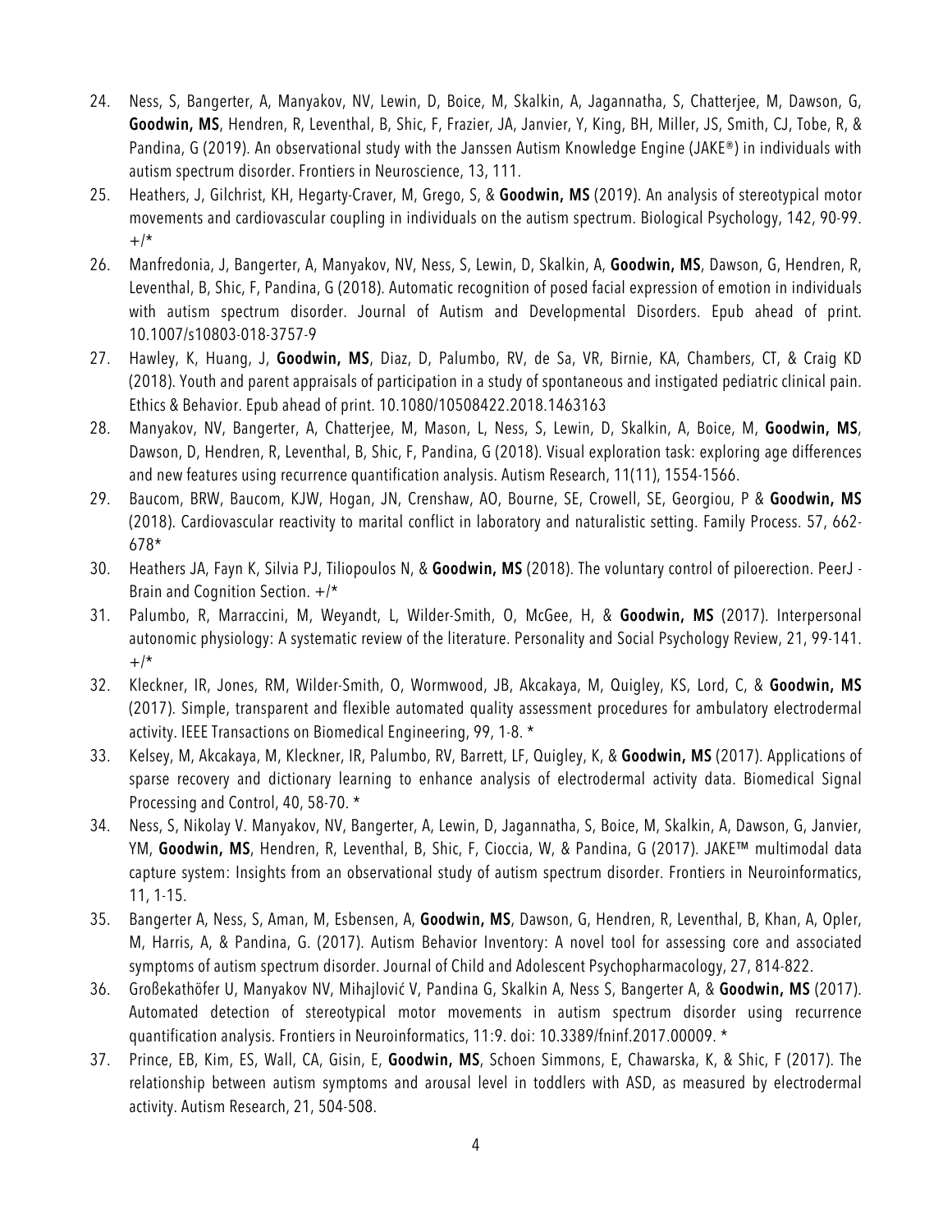24. Ness, S, Bangerter, A, Manyakov, NV, Lewin, D, Boice, M, Skalkin, A, Jagannatha, S, Chatterjee, M, Dawson, G, **Goodwin, MS**, Hendren, R, Leventhal, B, Shic, F, Frazier, JA, Janvier, Y, King, BH, Miller, JS, Smith, CJ, Tobe, R, & Pandina, G (2019). An observational study with the Janssen Autism Knowledge Engine (JAKE®) in individuals with autism spectrum disorder. Frontiers in Neuroscience, 13, 111.
25. Heathers, J, Gilchrist, KH, Hegarty-Craver, M, Grego, S, & **Goodwin, MS** (2019). An analysis of stereotypical motor movements and cardiovascular coupling in individuals on the autism spectrum. Biological Psychology, 142, 90-99. +/*
26. Manfredonia, J, Bangerter, A, Manyakov, NV, Ness, S, Lewin, D, Skalkin, A, **Goodwin, MS**, Dawson, G, Hendren, R, Leventhal, B, Shic, F, Pandina, G (2018). Automatic recognition of posed facial expression of emotion in individuals with autism spectrum disorder. Journal of Autism and Developmental Disorders. Epub ahead of print. 10.1007/s10803-018-3757-9
27. Hawley, K, Huang, J, **Goodwin, MS**, Diaz, D, Palumbo, RV, de Sa, VR, Birnie, KA, Chambers, CT, & Craig KD (2018). Youth and parent appraisals of participation in a study of spontaneous and instigated pediatric clinical pain. Ethics & Behavior. Epub ahead of print. 10.1080/10508422.2018.1463163
28. Manyakov, NV, Bangerter, A, Chatterjee, M, Mason, L, Ness, S, Lewin, D, Skalkin, A, Boice, M, **Goodwin, MS**, Dawson, D, Hendren, R, Leventhal, B, Shic, F, Pandina, G (2018). Visual exploration task: exploring age differences and new features using recurrence quantification analysis. Autism Research, 11(11), 1554-1566.
29. Baucom, BRW, Baucom, KJW, Hogan, JN, Crenshaw, AO, Bourne, SE, Crowell, SE, Georgiou, P & **Goodwin, MS** (2018). Cardiovascular reactivity to marital conflict in laboratory and naturalistic setting. Family Process. 57, 662-678*
30. Heathers JA, Fayn K, Silvia PJ, Tiliopoulos N, & **Goodwin, MS** (2018). The voluntary control of piloerection. PeerJ - Brain and Cognition Section. +/*
31. Palumbo, R, Marraccini, M, Weyandt, L, Wilder-Smith, O, McGee, H, & **Goodwin, MS** (2017). Interpersonal autonomic physiology: A systematic review of the literature. Personality and Social Psychology Review, 21, 99-141. +/*
32. Kleckner, IR, Jones, RM, Wilder-Smith, O, Wormwood, JB, Akcakaya, M, Quigley, KS, Lord, C, & **Goodwin, MS** (2017). Simple, transparent and flexible automated quality assessment procedures for ambulatory electrodermal activity. IEEE Transactions on Biomedical Engineering, 99, 1-8. *
33. Kelsey, M, Akcakaya, M, Kleckner, IR, Palumbo, RV, Barrett, LF, Quigley, K, & **Goodwin, MS** (2017). Applications of sparse recovery and dictionary learning to enhance analysis of electrodermal activity data. Biomedical Signal Processing and Control, 40, 58-70. *
34. Ness, S, Nikolay V. Manyakov, NV, Bangerter, A, Lewin, D, Jagannatha, S, Boice, M, Skalkin, A, Dawson, G, Janvier, YM, **Goodwin, MS**, Hendren, R, Leventhal, B, Shic, F, Cioccia, W, & Pandina, G (2017). JAKE™ multimodal data capture system: Insights from an observational study of autism spectrum disorder. Frontiers in Neuroinformatics, 11, 1-15.
35. Bangerter A, Ness, S, Aman, M, Esbensen, A, **Goodwin, MS**, Dawson, G, Hendren, R, Leventhal, B, Khan, A, Opler, M, Harris, A, & Pandina, G. (2017). Autism Behavior Inventory: A novel tool for assessing core and associated symptoms of autism spectrum disorder. Journal of Child and Adolescent Psychopharmacology, 27, 814-822.
36. Großekathöfer U, Manyakov NV, Mihajlović V, Pandina G, Skalkin A, Ness S, Bangerter A, & **Goodwin, MS** (2017). Automated detection of stereotypical motor movements in autism spectrum disorder using recurrence quantification analysis. Frontiers in Neuroinformatics, 11:9. doi: 10.3389/fninf.2017.00009. *
37. Prince, EB, Kim, ES, Wall, CA, Gisin, E, **Goodwin, MS**, Schoen Simmons, E, Chawarska, K, & Shic, F (2017). The relationship between autism symptoms and arousal level in toddlers with ASD, as measured by electrodermal activity. Autism Research, 21, 504-508.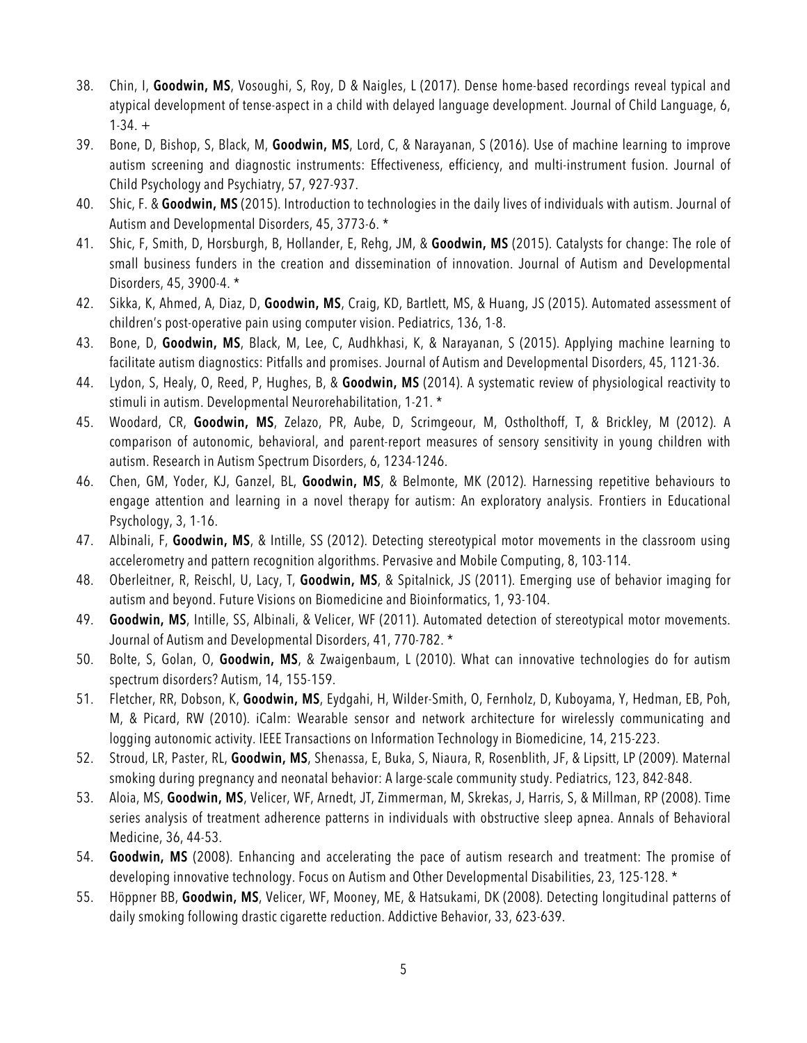38. Chin, I, **Goodwin, MS**, Vosoughi, S, Roy, D & Naigles, L (2017). Dense home-based recordings reveal typical and atypical development of tense-aspect in a child with delayed language development. Journal of Child Language, 6, 1-34. +
39. Bone, D, Bishop, S, Black, M, **Goodwin, MS**, Lord, C, & Narayanan, S (2016). Use of machine learning to improve autism screening and diagnostic instruments: Effectiveness, efficiency, and multi-instrument fusion. Journal of Child Psychology and Psychiatry, 57, 927-937.
40. Shic, F. & **Goodwin, MS** (2015). Introduction to technologies in the daily lives of individuals with autism. Journal of Autism and Developmental Disorders, 45, 3773-6. *
41. Shic, F, Smith, D, Horsburgh, B, Hollander, E, Rehg, JM, & **Goodwin, MS** (2015). Catalysts for change: The role of small business funders in the creation and dissemination of innovation. Journal of Autism and Developmental Disorders, 45, 3900-4. *
42. Sikka, K, Ahmed, A, Diaz, D, **Goodwin, MS**, Craig, KD, Bartlett, MS, & Huang, JS (2015). Automated assessment of children's post-operative pain using computer vision. Pediatrics, 136, 1-8.
43. Bone, D, **Goodwin, MS**, Black, M, Lee, C, Audhkhasi, K, & Narayanan, S (2015). Applying machine learning to facilitate autism diagnostics: Pitfalls and promises. Journal of Autism and Developmental Disorders, 45, 1121-36.
44. Lydon, S, Healy, O, Reed, P, Hughes, B, & **Goodwin, MS** (2014). A systematic review of physiological reactivity to stimuli in autism. Developmental Neurorehabilitation, 1-21. *
45. Woodard, CR, **Goodwin, MS**, Zelazo, PR, Aube, D, Scrimgeour, M, Ostholthoff, T, & Brickley, M (2012). A comparison of autonomic, behavioral, and parent-report measures of sensory sensitivity in young children with autism. Research in Autism Spectrum Disorders, 6, 1234-1246.
46. Chen, GM, Yoder, KJ, Ganzel, BL, **Goodwin, MS**, & Belmonte, MK (2012). Harnessing repetitive behaviours to engage attention and learning in a novel therapy for autism: An exploratory analysis. Frontiers in Educational Psychology, 3, 1-16.
47. Albinali, F, **Goodwin, MS**, & Intille, SS (2012). Detecting stereotypical motor movements in the classroom using accelerometry and pattern recognition algorithms. Pervasive and Mobile Computing, 8, 103-114.
48. Oberleitner, R, Reischl, U, Lacy, T, **Goodwin, MS**, & Spitalnick, JS (2011). Emerging use of behavior imaging for autism and beyond. Future Visions on Biomedicine and Bioinformatics, 1, 93-104.
49. **Goodwin, MS**, Intille, SS, Albinali, & Velicer, WF (2011). Automated detection of stereotypical motor movements. Journal of Autism and Developmental Disorders, 41, 770-782. *
50. Bolte, S, Golan, O, **Goodwin, MS**, & Zwaigenbaum, L (2010). What can innovative technologies do for autism spectrum disorders? Autism, 14, 155-159.
51. Fletcher, RR, Dobson, K, **Goodwin, MS**, Eydgahi, H, Wilder-Smith, O, Fernholz, D, Kuboyama, Y, Hedman, EB, Poh, M, & Picard, RW (2010). iCalm: Wearable sensor and network architecture for wirelessly communicating and logging autonomic activity. IEEE Transactions on Information Technology in Biomedicine, 14, 215-223.
52. Stroud, LR, Paster, RL, **Goodwin, MS**, Shenassa, E, Buka, S, Niaura, R, Rosenblith, JF, & Lipsitt, LP (2009). Maternal smoking during pregnancy and neonatal behavior: A large-scale community study. Pediatrics, 123, 842-848.
53. Aloia, MS, **Goodwin, MS**, Velicer, WF, Arnedt, JT, Zimmerman, M, Skrekas, J, Harris, S, & Millman, RP (2008). Time series analysis of treatment adherence patterns in individuals with obstructive sleep apnea. Annals of Behavioral Medicine, 36, 44-53.
54. **Goodwin, MS** (2008). Enhancing and accelerating the pace of autism research and treatment: The promise of developing innovative technology. Focus on Autism and Other Developmental Disabilities, 23, 125-128. *
55. Höppner BB, **Goodwin, MS**, Velicer, WF, Mooney, ME, & Hatsukami, DK (2008). Detecting longitudinal patterns of daily smoking following drastic cigarette reduction. Addictive Behavior, 33, 623-639.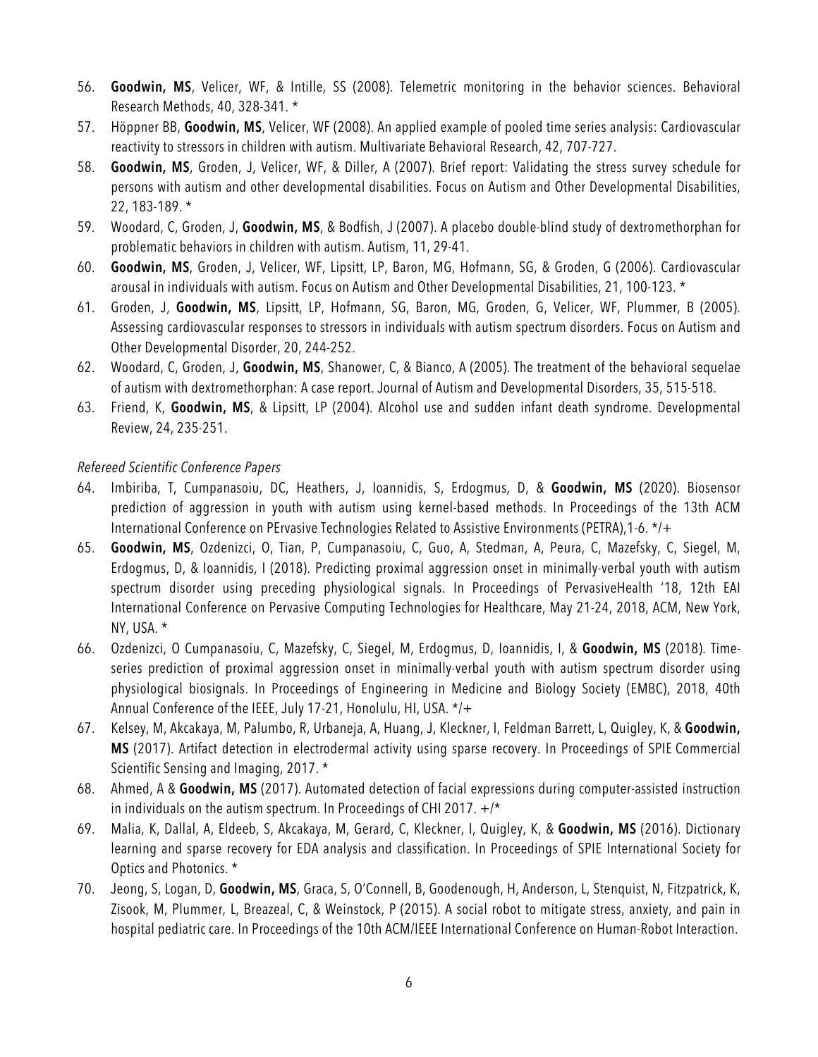56. **Goodwin, MS**, Velicer, WF, & Intille, SS (2008). Telemetric monitoring in the behavior sciences. Behavioral Research Methods, 40, 328-341. *
57. Höppner BB, **Goodwin, MS**, Velicer, WF (2008). An applied example of pooled time series analysis: Cardiovascular reactivity to stressors in children with autism. Multivariate Behavioral Research, 42, 707-727.
58. **Goodwin, MS**, Groden, J, Velicer, WF, & Diller, A (2007). Brief report: Validating the stress survey schedule for persons with autism and other developmental disabilities. Focus on Autism and Other Developmental Disabilities, 22, 183-189. *
59. Woodard, C, Groden, J, **Goodwin, MS**, & Bodfish, J (2007). A placebo double-blind study of dextromethorphan for problematic behaviors in children with autism. Autism, 11, 29-41.
60. **Goodwin, MS**, Groden, J, Velicer, WF, Lipsitt, LP, Baron, MG, Hofmann, SG, & Groden, G (2006). Cardiovascular arousal in individuals with autism. Focus on Autism and Other Developmental Disabilities, 21, 100-123. *
61. Groden, J, **Goodwin, MS**, Lipsitt, LP, Hofmann, SG, Baron, MG, Groden, G, Velicer, WF, Plummer, B (2005). Assessing cardiovascular responses to stressors in individuals with autism spectrum disorders. Focus on Autism and Other Developmental Disorder, 20, 244-252.
62. Woodard, C, Groden, J, **Goodwin, MS**, Shanower, C, & Bianco, A (2005). The treatment of the behavioral sequelae of autism with dextromethorphan: A case report. Journal of Autism and Developmental Disorders, 35, 515-518.
63. Friend, K, **Goodwin, MS**, & Lipsitt, LP (2004). Alcohol use and sudden infant death syndrome. Developmental Review, 24, 235-251.

*Refereed Scientific Conference Papers*

64. Imbiriba, T, Cumpanasoiu, DC, Heathers, J, Ioannidis, S, Erdogmus, D, & **Goodwin, MS** (2020). Biosensor prediction of aggression in youth with autism using kernel-based methods. In Proceedings of the 13th ACM International Conference on PErvasive Technologies Related to Assistive Environments (PETRA),1-6. */+
65. **Goodwin, MS**, Ozdenizci, O, Tian, P, Cumpanasoiu, C, Guo, A, Stedman, A, Peura, C, Mazefsky, C, Siegel, M, Erdogmus, D, & Ioannidis, I (2018). Predicting proximal aggression onset in minimally-verbal youth with autism spectrum disorder using preceding physiological signals. In Proceedings of PervasiveHealth '18, 12th EAI International Conference on Pervasive Computing Technologies for Healthcare, May 21-24, 2018, ACM, New York, NY, USA. *
66. Ozdenizci, O Cumpanasoiu, C, Mazefsky, C, Siegel, M, Erdogmus, D, Ioannidis, I, & **Goodwin, MS** (2018). Time-series prediction of proximal aggression onset in minimally-verbal youth with autism spectrum disorder using physiological biosignals. In Proceedings of Engineering in Medicine and Biology Society (EMBC), 2018, 40th Annual Conference of the IEEE, July 17-21, Honolulu, HI, USA. */+
67. Kelsey, M, Akcakaya, M, Palumbo, R, Urbaneja, A, Huang, J, Kleckner, I, Feldman Barrett, L, Quigley, K, & **Goodwin, MS** (2017). Artifact detection in electrodermal activity using sparse recovery. In Proceedings of SPIE Commercial Scientific Sensing and Imaging, 2017. *
68. Ahmed, A & **Goodwin, MS** (2017). Automated detection of facial expressions during computer-assisted instruction in individuals on the autism spectrum. In Proceedings of CHI 2017. +/*
69. Malia, K, Dallal, A, Eldeeb, S, Akcakaya, M, Gerard, C, Kleckner, I, Quigley, K, & **Goodwin, MS** (2016). Dictionary learning and sparse recovery for EDA analysis and classification. In Proceedings of SPIE International Society for Optics and Photonics. *
70. Jeong, S, Logan, D, **Goodwin, MS**, Graca, S, O'Connell, B, Goodenough, H, Anderson, L, Stenquist, N, Fitzpatrick, K, Zisook, M, Plummer, L, Breazeal, C, & Weinstock, P (2015). A social robot to mitigate stress, anxiety, and pain in hospital pediatric care. In Proceedings of the 10th ACM/IEEE International Conference on Human-Robot Interaction.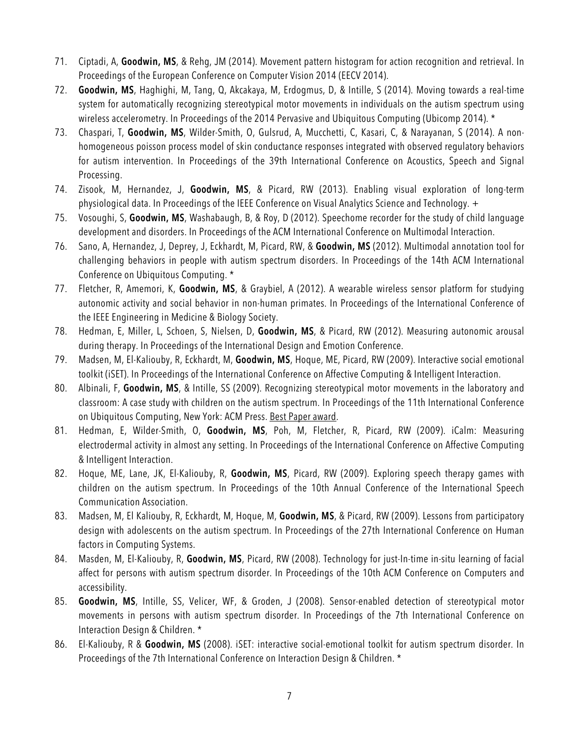71. Ciptadi, A, **Goodwin, MS**, & Rehg, JM (2014). Movement pattern histogram for action recognition and retrieval. In Proceedings of the European Conference on Computer Vision 2014 (EECV 2014).
72. **Goodwin, MS**, Haghighi, M, Tang, Q, Akcakaya, M, Erdogmus, D, & Intille, S (2014). Moving towards a real-time system for automatically recognizing stereotypical motor movements in individuals on the autism spectrum using wireless accelerometry. In Proceedings of the 2014 Pervasive and Ubiquitous Computing (Ubicomp 2014). *
73. Chaspari, T, **Goodwin, MS**, Wilder-Smith, O, Gulsrud, A, Mucchetti, C, Kasari, C, & Narayanan, S (2014). A non-homogeneous poisson process model of skin conductance responses integrated with observed regulatory behaviors for autism intervention. In Proceedings of the 39th International Conference on Acoustics, Speech and Signal Processing.
74. Zisook, M, Hernandez, J, **Goodwin, MS**, & Picard, RW (2013). Enabling visual exploration of long-term physiological data. In Proceedings of the IEEE Conference on Visual Analytics Science and Technology. +
75. Vosoughi, S, **Goodwin, MS**, Washabaugh, B, & Roy, D (2012). Speechome recorder for the study of child language development and disorders. In Proceedings of the ACM International Conference on Multimodal Interaction.
76. Sano, A, Hernandez, J, Deprey, J, Eckhardt, M, Picard, RW, & **Goodwin, MS** (2012). Multimodal annotation tool for challenging behaviors in people with autism spectrum disorders. In Proceedings of the 14th ACM International Conference on Ubiquitous Computing. *
77. Fletcher, R, Amemori, K, **Goodwin, MS**, & Graybiel, A (2012). A wearable wireless sensor platform for studying autonomic activity and social behavior in non-human primates. In Proceedings of the International Conference of the IEEE Engineering in Medicine & Biology Society.
78. Hedman, E, Miller, L, Schoen, S, Nielsen, D, **Goodwin, MS**, & Picard, RW (2012). Measuring autonomic arousal during therapy. In Proceedings of the International Design and Emotion Conference.
79. Madsen, M, El-Kaliouby, R, Eckhardt, M, **Goodwin, MS**, Hoque, ME, Picard, RW (2009). Interactive social emotional toolkit (iSET). In Proceedings of the International Conference on Affective Computing & Intelligent Interaction.
80. Albinali, F, **Goodwin, MS**, & Intille, SS (2009). Recognizing stereotypical motor movements in the laboratory and classroom: A case study with children on the autism spectrum. In Proceedings of the 11th International Conference on Ubiquitous Computing, New York: ACM Press. Best Paper award.
81. Hedman, E, Wilder-Smith, O, **Goodwin, MS**, Poh, M, Fletcher, R, Picard, RW (2009). iCalm: Measuring electrodermal activity in almost any setting. In Proceedings of the International Conference on Affective Computing & Intelligent Interaction.
82. Hoque, ME, Lane, JK, El-Kaliouby, R, **Goodwin, MS**, Picard, RW (2009). Exploring speech therapy games with children on the autism spectrum. In Proceedings of the 10th Annual Conference of the International Speech Communication Association.
83. Madsen, M, El Kaliouby, R, Eckhardt, M, Hoque, M, **Goodwin, MS**, & Picard, RW (2009). Lessons from participatory design with adolescents on the autism spectrum. In Proceedings of the 27th International Conference on Human factors in Computing Systems.
84. Masden, M, El-Kaliouby, R, **Goodwin, MS**, Picard, RW (2008). Technology for just-In-time in-situ learning of facial affect for persons with autism spectrum disorder. In Proceedings of the 10th ACM Conference on Computers and accessibility.
85. **Goodwin, MS**, Intille, SS, Velicer, WF, & Groden, J (2008). Sensor-enabled detection of stereotypical motor movements in persons with autism spectrum disorder. In Proceedings of the 7th International Conference on Interaction Design & Children. *
86. El-Kaliouby, R & **Goodwin, MS** (2008). iSET: interactive social-emotional toolkit for autism spectrum disorder. In Proceedings of the 7th International Conference on Interaction Design & Children. *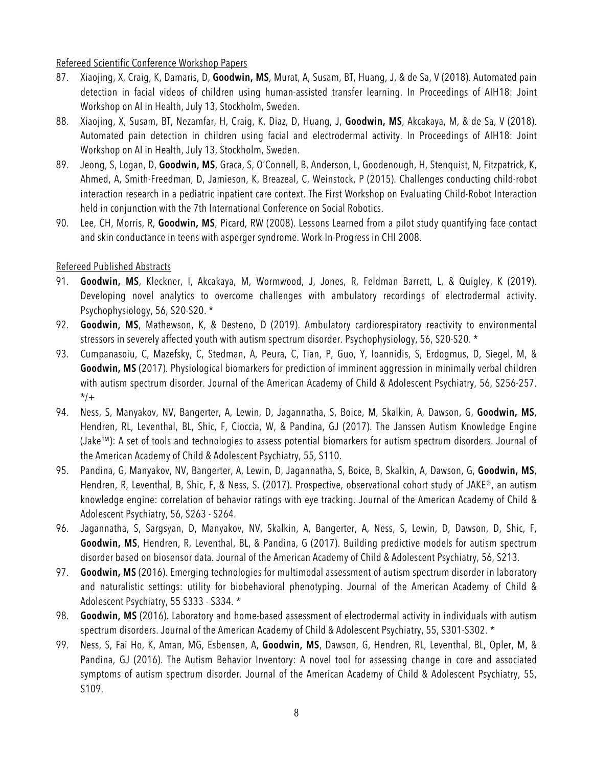Refereed Scientific Conference Workshop Papers

87. Xiaojing, X, Craig, K, Damaris, D, **Goodwin, MS**, Murat, A, Susam, BT, Huang, J, & de Sa, V (2018). Automated pain detection in facial videos of children using human-assisted transfer learning. In Proceedings of AIH18: Joint Workshop on AI in Health, July 13, Stockholm, Sweden.
88. Xiaojing, X, Susam, BT, Nezamfar, H, Craig, K, Diaz, D, Huang, J, **Goodwin, MS**, Akcakaya, M, & de Sa, V (2018). Automated pain detection in children using facial and electrodermal activity. In Proceedings of AIH18: Joint Workshop on AI in Health, July 13, Stockholm, Sweden.
89. Jeong, S, Logan, D, **Goodwin, MS**, Graca, S, O'Connell, B, Anderson, L, Goodenough, H, Stenquist, N, Fitzpatrick, K, Ahmed, A, Smith-Freedman, D, Jamieson, K, Breazeal, C, Weinstock, P (2015). Challenges conducting child-robot interaction research in a pediatric inpatient care context. The First Workshop on Evaluating Child-Robot Interaction held in conjunction with the 7th International Conference on Social Robotics.
90. Lee, CH, Morris, R, **Goodwin, MS**, Picard, RW (2008). Lessons Learned from a pilot study quantifying face contact and skin conductance in teens with asperger syndrome. Work-In-Progress in CHI 2008.

Refereed Published Abstracts

91. **Goodwin, MS**, Kleckner, I, Akcakaya, M, Wormwood, J, Jones, R, Feldman Barrett, L, & Quigley, K (2019). Developing novel analytics to overcome challenges with ambulatory recordings of electrodermal activity. Psychophysiology, 56, S20-S20. *
92. **Goodwin, MS**, Mathewson, K, & Desteno, D (2019). Ambulatory cardiorespiratory reactivity to environmental stressors in severely affected youth with autism spectrum disorder. Psychophysiology, 56, S20-S20. *
93. Cumpanasoiu, C, Mazefsky, C, Stedman, A, Peura, C, Tian, P, Guo, Y, Ioannidis, S, Erdogmus, D, Siegel, M, & **Goodwin, MS** (2017). Physiological biomarkers for prediction of imminent aggression in minimally verbal children with autism spectrum disorder. Journal of the American Academy of Child & Adolescent Psychiatry, 56, S256-257. */+
94. Ness, S, Manyakov, NV, Bangerter, A, Lewin, D, Jagannatha, S, Boice, M, Skalkin, A, Dawson, G, **Goodwin, MS**, Hendren, RL, Leventhal, BL, Shic, F, Cioccia, W, & Pandina, GJ (2017). The Janssen Autism Knowledge Engine (Jake™): A set of tools and technologies to assess potential biomarkers for autism spectrum disorders. Journal of the American Academy of Child & Adolescent Psychiatry, 55, S110.
95. Pandina, G, Manyakov, NV, Bangerter, A, Lewin, D, Jagannatha, S, Boice, B, Skalkin, A, Dawson, G, **Goodwin, MS**, Hendren, R, Leventhal, B, Shic, F, & Ness, S. (2017). Prospective, observational cohort study of JAKE®, an autism knowledge engine: correlation of behavior ratings with eye tracking. Journal of the American Academy of Child & Adolescent Psychiatry, 56, S263 - S264.
96. Jagannatha, S, Sargsyan, D, Manyakov, NV, Skalkin, A, Bangerter, A, Ness, S, Lewin, D, Dawson, D, Shic, F, **Goodwin, MS**, Hendren, R, Leventhal, BL, & Pandina, G (2017). Building predictive models for autism spectrum disorder based on biosensor data. Journal of the American Academy of Child & Adolescent Psychiatry, 56, S213.
97. **Goodwin, MS** (2016). Emerging technologies for multimodal assessment of autism spectrum disorder in laboratory and naturalistic settings: utility for biobehavioral phenotyping. Journal of the American Academy of Child & Adolescent Psychiatry, 55 S333 - S334. *
98. **Goodwin, MS** (2016). Laboratory and home-based assessment of electrodermal activity in individuals with autism spectrum disorders. Journal of the American Academy of Child & Adolescent Psychiatry, 55, S301-S302. *
99. Ness, S, Fai Ho, K, Aman, MG, Esbensen, A, **Goodwin, MS**, Dawson, G, Hendren, RL, Leventhal, BL, Opler, M, & Pandina, GJ (2016). The Autism Behavior Inventory: A novel tool for assessing change in core and associated symptoms of autism spectrum disorder. Journal of the American Academy of Child & Adolescent Psychiatry, 55, S109.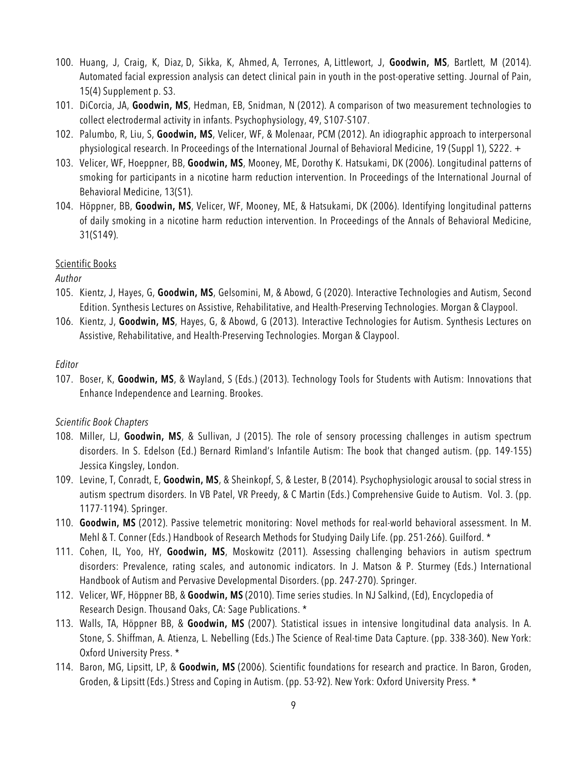100. Huang, J, Craig, K, Diaz, D, Sikka, K, Ahmed, A, Terrones, A, Littlewort, J, **Goodwin, MS**, Bartlett, M (2014). Automated facial expression analysis can detect clinical pain in youth in the post-operative setting. Journal of Pain, 15(4) Supplement p. S3.
101. DiCorcia, JA, **Goodwin, MS**, Hedman, EB, Snidman, N (2012). A comparison of two measurement technologies to collect electrodermal activity in infants. Psychophysiology, 49, S107-S107.
102. Palumbo, R, Liu, S, **Goodwin, MS**, Velicer, WF, & Molenaar, PCM (2012). An idiographic approach to interpersonal physiological research. In Proceedings of the International Journal of Behavioral Medicine, 19 (Suppl 1), S222. +
103. Velicer, WF, Hoeppner, BB, **Goodwin, MS**, Mooney, ME, Dorothy K. Hatsukami, DK (2006). Longitudinal patterns of smoking for participants in a nicotine harm reduction intervention. In Proceedings of the International Journal of Behavioral Medicine, 13(S1).
104. Höppner, BB, **Goodwin, MS**, Velicer, WF, Mooney, ME, & Hatsukami, DK (2006). Identifying longitudinal patterns of daily smoking in a nicotine harm reduction intervention. In Proceedings of the Annals of Behavioral Medicine, 31(S149).

<u>Scientific Books</u>

*Author*

105. Kientz, J, Hayes, G, **Goodwin, MS**, Gelsomini, M, & Abowd, G (2020). Interactive Technologies and Autism, Second Edition. Synthesis Lectures on Assistive, Rehabilitative, and Health-Preserving Technologies. Morgan & Claypool.
106. Kientz, J, **Goodwin, MS**, Hayes, G, & Abowd, G (2013). Interactive Technologies for Autism. Synthesis Lectures on Assistive, Rehabilitative, and Health-Preserving Technologies. Morgan & Claypool.

*Editor*

107. Boser, K, **Goodwin, MS**, & Wayland, S (Eds.) (2013). Technology Tools for Students with Autism: Innovations that Enhance Independence and Learning. Brookes.

*Scientific Book Chapters*

108. Miller, LJ, **Goodwin, MS**, & Sullivan, J (2015). The role of sensory processing challenges in autism spectrum disorders. In S. Edelson (Ed.) Bernard Rimland's Infantile Autism: The book that changed autism. (pp. 149-155) Jessica Kingsley, London.
109. Levine, T, Conradt, E, **Goodwin, MS**, & Sheinkopf, S, & Lester, B (2014). Psychophysiologic arousal to social stress in autism spectrum disorders. In VB Patel, VR Preedy, & C Martin (Eds.) Comprehensive Guide to Autism. Vol. 3. (pp. 1177-1194). Springer.
110. **Goodwin, MS** (2012). Passive telemetric monitoring: Novel methods for real-world behavioral assessment. In M. Mehl & T. Conner (Eds.) Handbook of Research Methods for Studying Daily Life. (pp. 251-266). Guilford. *
111. Cohen, IL, Yoo, HY, **Goodwin, MS**, Moskowitz (2011). Assessing challenging behaviors in autism spectrum disorders: Prevalence, rating scales, and autonomic indicators. In J. Matson & P. Sturmey (Eds.) International Handbook of Autism and Pervasive Developmental Disorders. (pp. 247-270). Springer.
112. Velicer, WF, Höppner BB, & **Goodwin, MS** (2010). Time series studies. In NJ Salkind, (Ed), Encyclopedia of Research Design. Thousand Oaks, CA: Sage Publications. *
113. Walls, TA, Höppner BB, & **Goodwin, MS** (2007). Statistical issues in intensive longitudinal data analysis. In A. Stone, S. Shiffman, A. Atienza, L. Nebelling (Eds.) The Science of Real-time Data Capture. (pp. 338-360). New York: Oxford University Press. *
114. Baron, MG, Lipsitt, LP, & **Goodwin, MS** (2006). Scientific foundations for research and practice. In Baron, Groden, Groden, & Lipsitt (Eds.) Stress and Coping in Autism. (pp. 53-92). New York: Oxford University Press. *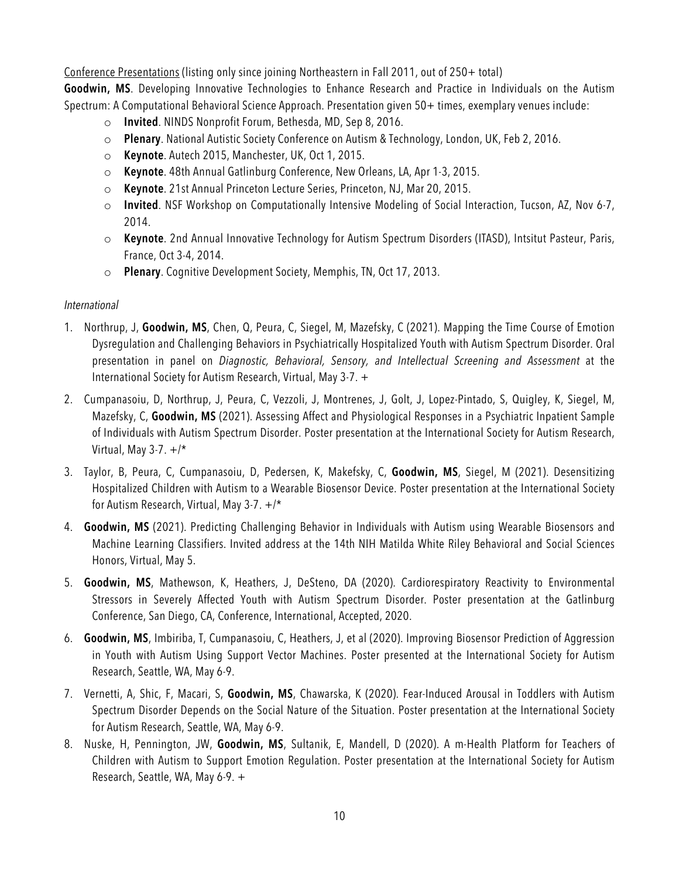Conference Presentations (listing only since joining Northeastern in Fall 2011, out of 250+ total)

**Goodwin, MS**. Developing Innovative Technologies to Enhance Research and Practice in Individuals on the Autism Spectrum: A Computational Behavioral Science Approach. Presentation given 50+ times, exemplary venues include:

- **Invited**. NINDS Nonprofit Forum, Bethesda, MD, Sep 8, 2016.
- **Plenary**. National Autistic Society Conference on Autism & Technology, London, UK, Feb 2, 2016.
- **Keynote**. Autech 2015, Manchester, UK, Oct 1, 2015.
- **Keynote**. 48th Annual Gatlinburg Conference, New Orleans, LA, Apr 1-3, 2015.
- **Keynote**. 21st Annual Princeton Lecture Series, Princeton, NJ, Mar 20, 2015.
- **Invited**. NSF Workshop on Computationally Intensive Modeling of Social Interaction, Tucson, AZ, Nov 6-7, 2014.
- **Keynote**. 2nd Annual Innovative Technology for Autism Spectrum Disorders (ITASD), Intsitut Pasteur, Paris, France, Oct 3-4, 2014.
- **Plenary**. Cognitive Development Society, Memphis, TN, Oct 17, 2013.

*International*

1. Northrup, J, **Goodwin, MS**, Chen, Q, Peura, C, Siegel, M, Mazefsky, C (2021). Mapping the Time Course of Emotion Dysregulation and Challenging Behaviors in Psychiatrically Hospitalized Youth with Autism Spectrum Disorder. Oral presentation in panel on *Diagnostic, Behavioral, Sensory, and Intellectual Screening and Assessment* at the International Society for Autism Research, Virtual, May 3-7. +
2. Cumpanasoiu, D, Northrup, J, Peura, C, Vezzoli, J, Montrenes, J, Golt, J, Lopez-Pintado, S, Quigley, K, Siegel, M, Mazefsky, C, **Goodwin, MS** (2021). Assessing Affect and Physiological Responses in a Psychiatric Inpatient Sample of Individuals with Autism Spectrum Disorder. Poster presentation at the International Society for Autism Research, Virtual, May 3-7. +/*
3. Taylor, B, Peura, C, Cumpanasoiu, D, Pedersen, K, Makefsky, C, **Goodwin, MS**, Siegel, M (2021). Desensitizing Hospitalized Children with Autism to a Wearable Biosensor Device. Poster presentation at the International Society for Autism Research, Virtual, May 3-7. +/*
4. **Goodwin, MS** (2021). Predicting Challenging Behavior in Individuals with Autism using Wearable Biosensors and Machine Learning Classifiers. Invited address at the 14th NIH Matilda White Riley Behavioral and Social Sciences Honors, Virtual, May 5.
5. **Goodwin, MS**, Mathewson, K, Heathers, J, DeSteno, DA (2020). Cardiorespiratory Reactivity to Environmental Stressors in Severely Affected Youth with Autism Spectrum Disorder. Poster presentation at the Gatlinburg Conference, San Diego, CA, Conference, International, Accepted, 2020.
6. **Goodwin, MS**, Imbiriba, T, Cumpanasoiu, C, Heathers, J, et al (2020). Improving Biosensor Prediction of Aggression in Youth with Autism Using Support Vector Machines. Poster presented at the International Society for Autism Research, Seattle, WA, May 6-9.
7. Vernetti, A, Shic, F, Macari, S, **Goodwin, MS**, Chawarska, K (2020). Fear-Induced Arousal in Toddlers with Autism Spectrum Disorder Depends on the Social Nature of the Situation. Poster presentation at the International Society for Autism Research, Seattle, WA, May 6-9.
8. Nuske, H, Pennington, JW, **Goodwin, MS**, Sultanik, E, Mandell, D (2020). A m-Health Platform for Teachers of Children with Autism to Support Emotion Regulation. Poster presentation at the International Society for Autism Research, Seattle, WA, May 6-9. +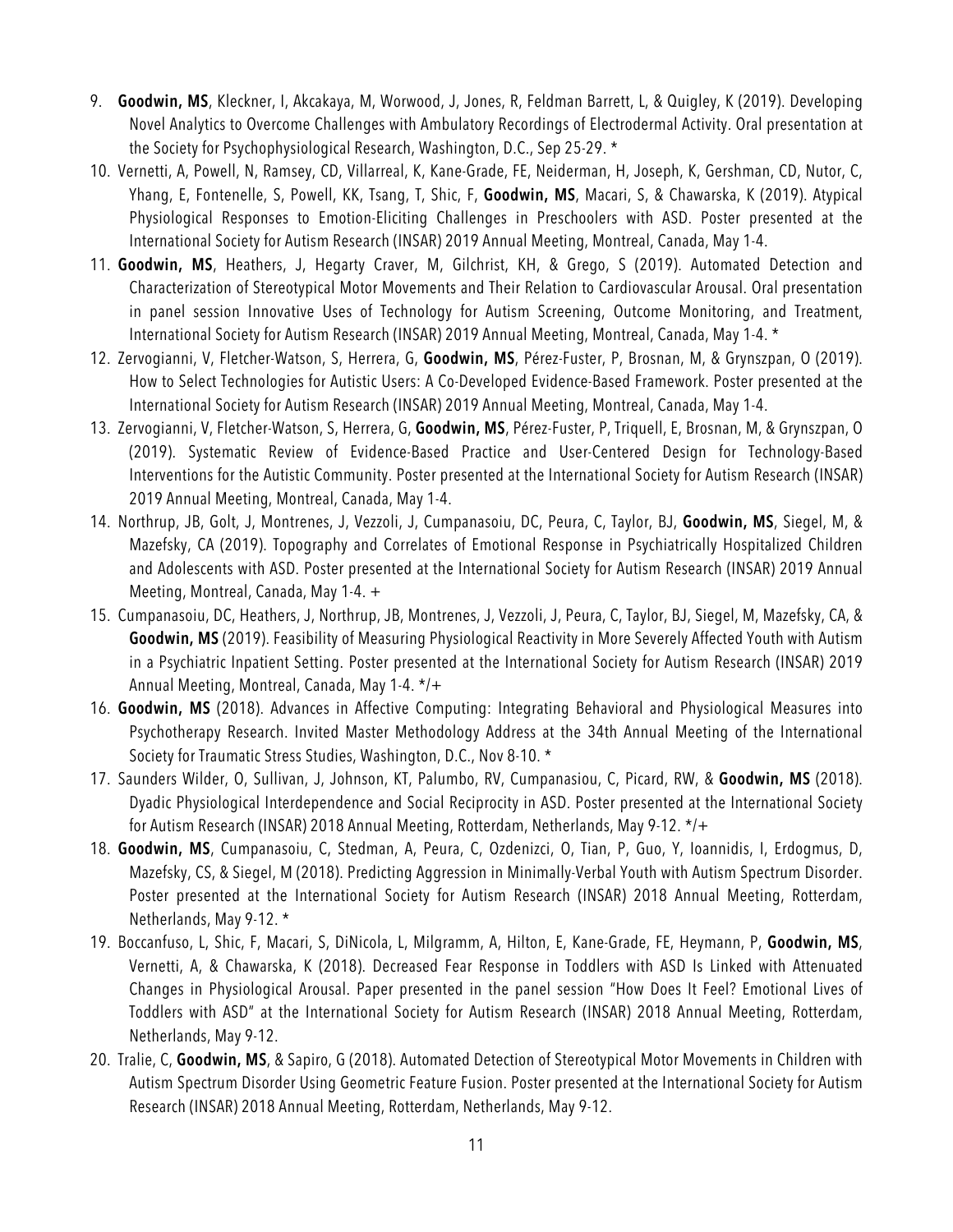9. **Goodwin, MS**, Kleckner, I, Akcakaya, M, Worwood, J, Jones, R, Feldman Barrett, L, & Quigley, K (2019). Developing Novel Analytics to Overcome Challenges with Ambulatory Recordings of Electrodermal Activity. Oral presentation at the Society for Psychophysiological Research, Washington, D.C., Sep 25-29. *
10. Vernetti, A, Powell, N, Ramsey, CD, Villarreal, K, Kane-Grade, FE, Neiderman, H, Joseph, K, Gershman, CD, Nutor, C, Yhang, E, Fontenelle, S, Powell, KK, Tsang, T, Shic, F, **Goodwin, MS**, Macari, S, & Chawarska, K (2019). Atypical Physiological Responses to Emotion-Eliciting Challenges in Preschoolers with ASD. Poster presented at the International Society for Autism Research (INSAR) 2019 Annual Meeting, Montreal, Canada, May 1-4.
11. **Goodwin, MS**, Heathers, J, Hegarty Craver, M, Gilchrist, KH, & Grego, S (2019). Automated Detection and Characterization of Stereotypical Motor Movements and Their Relation to Cardiovascular Arousal. Oral presentation in panel session Innovative Uses of Technology for Autism Screening, Outcome Monitoring, and Treatment, International Society for Autism Research (INSAR) 2019 Annual Meeting, Montreal, Canada, May 1-4. *
12. Zervogianni, V, Fletcher-Watson, S, Herrera, G, **Goodwin, MS**, Pérez-Fuster, P, Brosnan, M, & Grynszpan, O (2019). How to Select Technologies for Autistic Users: A Co-Developed Evidence-Based Framework. Poster presented at the International Society for Autism Research (INSAR) 2019 Annual Meeting, Montreal, Canada, May 1-4.
13. Zervogianni, V, Fletcher-Watson, S, Herrera, G, **Goodwin, MS**, Pérez-Fuster, P, Triquell, E, Brosnan, M, & Grynszpan, O (2019). Systematic Review of Evidence-Based Practice and User-Centered Design for Technology-Based Interventions for the Autistic Community. Poster presented at the International Society for Autism Research (INSAR) 2019 Annual Meeting, Montreal, Canada, May 1-4.
14. Northrup, JB, Golt, J, Montrenes, J, Vezzoli, J, Cumpanasoiu, DC, Peura, C, Taylor, BJ, **Goodwin, MS**, Siegel, M, & Mazefsky, CA (2019). Topography and Correlates of Emotional Response in Psychiatrically Hospitalized Children and Adolescents with ASD. Poster presented at the International Society for Autism Research (INSAR) 2019 Annual Meeting, Montreal, Canada, May 1-4. +
15. Cumpanasoiu, DC, Heathers, J, Northrup, JB, Montrenes, J, Vezzoli, J, Peura, C, Taylor, BJ, Siegel, M, Mazefsky, CA, & **Goodwin, MS** (2019). Feasibility of Measuring Physiological Reactivity in More Severely Affected Youth with Autism in a Psychiatric Inpatient Setting. Poster presented at the International Society for Autism Research (INSAR) 2019 Annual Meeting, Montreal, Canada, May 1-4. */+
16. **Goodwin, MS** (2018). Advances in Affective Computing: Integrating Behavioral and Physiological Measures into Psychotherapy Research. Invited Master Methodology Address at the 34th Annual Meeting of the International Society for Traumatic Stress Studies, Washington, D.C., Nov 8-10. *
17. Saunders Wilder, O, Sullivan, J, Johnson, KT, Palumbo, RV, Cumpanasiou, C, Picard, RW, & **Goodwin, MS** (2018). Dyadic Physiological Interdependence and Social Reciprocity in ASD. Poster presented at the International Society for Autism Research (INSAR) 2018 Annual Meeting, Rotterdam, Netherlands, May 9-12. */+
18. **Goodwin, MS**, Cumpanasoiu, C, Stedman, A, Peura, C, Ozdenizci, O, Tian, P, Guo, Y, Ioannidis, I, Erdogmus, D, Mazefsky, CS, & Siegel, M (2018). Predicting Aggression in Minimally-Verbal Youth with Autism Spectrum Disorder. Poster presented at the International Society for Autism Research (INSAR) 2018 Annual Meeting, Rotterdam, Netherlands, May 9-12. *
19. Boccanfuso, L, Shic, F, Macari, S, DiNicola, L, Milgramm, A, Hilton, E, Kane-Grade, FE, Heymann, P, **Goodwin, MS**, Vernetti, A, & Chawarska, K (2018). Decreased Fear Response in Toddlers with ASD Is Linked with Attenuated Changes in Physiological Arousal. Paper presented in the panel session "How Does It Feel? Emotional Lives of Toddlers with ASD" at the International Society for Autism Research (INSAR) 2018 Annual Meeting, Rotterdam, Netherlands, May 9-12.
20. Tralie, C, **Goodwin, MS**, & Sapiro, G (2018). Automated Detection of Stereotypical Motor Movements in Children with Autism Spectrum Disorder Using Geometric Feature Fusion. Poster presented at the International Society for Autism Research (INSAR) 2018 Annual Meeting, Rotterdam, Netherlands, May 9-12.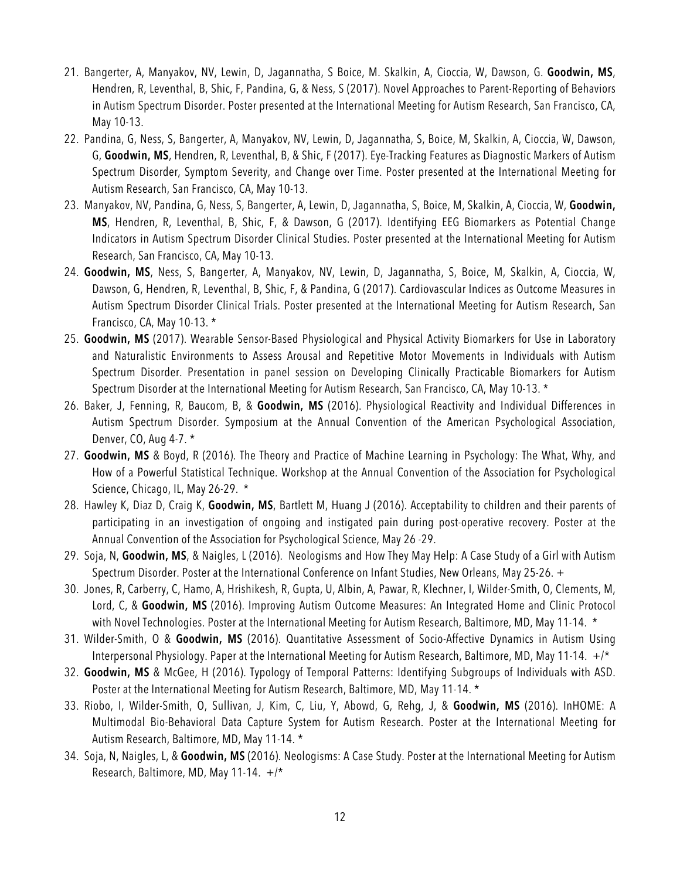21. Bangerter, A, Manyakov, NV, Lewin, D, Jagannatha, S Boice, M. Skalkin, A, Cioccia, W, Dawson, G. **Goodwin, MS**, Hendren, R, Leventhal, B, Shic, F, Pandina, G, & Ness, S (2017). Novel Approaches to Parent-Reporting of Behaviors in Autism Spectrum Disorder. Poster presented at the International Meeting for Autism Research, San Francisco, CA, May 10-13.
22. Pandina, G, Ness, S, Bangerter, A, Manyakov, NV, Lewin, D, Jagannatha, S, Boice, M, Skalkin, A, Cioccia, W, Dawson, G, **Goodwin, MS**, Hendren, R, Leventhal, B, & Shic, F (2017). Eye-Tracking Features as Diagnostic Markers of Autism Spectrum Disorder, Symptom Severity, and Change over Time. Poster presented at the International Meeting for Autism Research, San Francisco, CA, May 10-13.
23. Manyakov, NV, Pandina, G, Ness, S, Bangerter, A, Lewin, D, Jagannatha, S, Boice, M, Skalkin, A, Cioccia, W, **Goodwin, MS**, Hendren, R, Leventhal, B, Shic, F, & Dawson, G (2017). Identifying EEG Biomarkers as Potential Change Indicators in Autism Spectrum Disorder Clinical Studies. Poster presented at the International Meeting for Autism Research, San Francisco, CA, May 10-13.
24. **Goodwin, MS**, Ness, S, Bangerter, A, Manyakov, NV, Lewin, D, Jagannatha, S, Boice, M, Skalkin, A, Cioccia, W, Dawson, G, Hendren, R, Leventhal, B, Shic, F, & Pandina, G (2017). Cardiovascular Indices as Outcome Measures in Autism Spectrum Disorder Clinical Trials. Poster presented at the International Meeting for Autism Research, San Francisco, CA, May 10-13. *
25. **Goodwin, MS** (2017). Wearable Sensor-Based Physiological and Physical Activity Biomarkers for Use in Laboratory and Naturalistic Environments to Assess Arousal and Repetitive Motor Movements in Individuals with Autism Spectrum Disorder. Presentation in panel session on Developing Clinically Practicable Biomarkers for Autism Spectrum Disorder at the International Meeting for Autism Research, San Francisco, CA, May 10-13. *
26. Baker, J, Fenning, R, Baucom, B, & **Goodwin, MS** (2016). Physiological Reactivity and Individual Differences in Autism Spectrum Disorder. Symposium at the Annual Convention of the American Psychological Association, Denver, CO, Aug 4-7. *
27. **Goodwin, MS** & Boyd, R (2016). The Theory and Practice of Machine Learning in Psychology: The What, Why, and How of a Powerful Statistical Technique. Workshop at the Annual Convention of the Association for Psychological Science, Chicago, IL, May 26-29. *
28. Hawley K, Diaz D, Craig K, **Goodwin, MS**, Bartlett M, Huang J (2016). Acceptability to children and their parents of participating in an investigation of ongoing and instigated pain during post-operative recovery. Poster at the Annual Convention of the Association for Psychological Science, May 26 -29.
29. Soja, N, **Goodwin, MS**, & Naigles, L (2016). Neologisms and How They May Help: A Case Study of a Girl with Autism Spectrum Disorder. Poster at the International Conference on Infant Studies, New Orleans, May 25-26. +
30. Jones, R, Carberry, C, Hamo, A, Hrishikesh, R, Gupta, U, Albin, A, Pawar, R, Klechner, I, Wilder-Smith, O, Clements, M, Lord, C, & **Goodwin, MS** (2016). Improving Autism Outcome Measures: An Integrated Home and Clinic Protocol with Novel Technologies. Poster at the International Meeting for Autism Research, Baltimore, MD, May 11-14. *
31. Wilder-Smith, O & **Goodwin, MS** (2016). Quantitative Assessment of Socio-Affective Dynamics in Autism Using Interpersonal Physiology. Paper at the International Meeting for Autism Research, Baltimore, MD, May 11-14. +/*
32. **Goodwin, MS** & McGee, H (2016). Typology of Temporal Patterns: Identifying Subgroups of Individuals with ASD. Poster at the International Meeting for Autism Research, Baltimore, MD, May 11-14. *
33. Riobo, I, Wilder-Smith, O, Sullivan, J, Kim, C, Liu, Y, Abowd, G, Rehg, J, & **Goodwin, MS** (2016). InHOME: A Multimodal Bio-Behavioral Data Capture System for Autism Research. Poster at the International Meeting for Autism Research, Baltimore, MD, May 11-14. *
34. Soja, N, Naigles, L, & **Goodwin, MS** (2016). Neologisms: A Case Study. Poster at the International Meeting for Autism Research, Baltimore, MD, May 11-14. +/*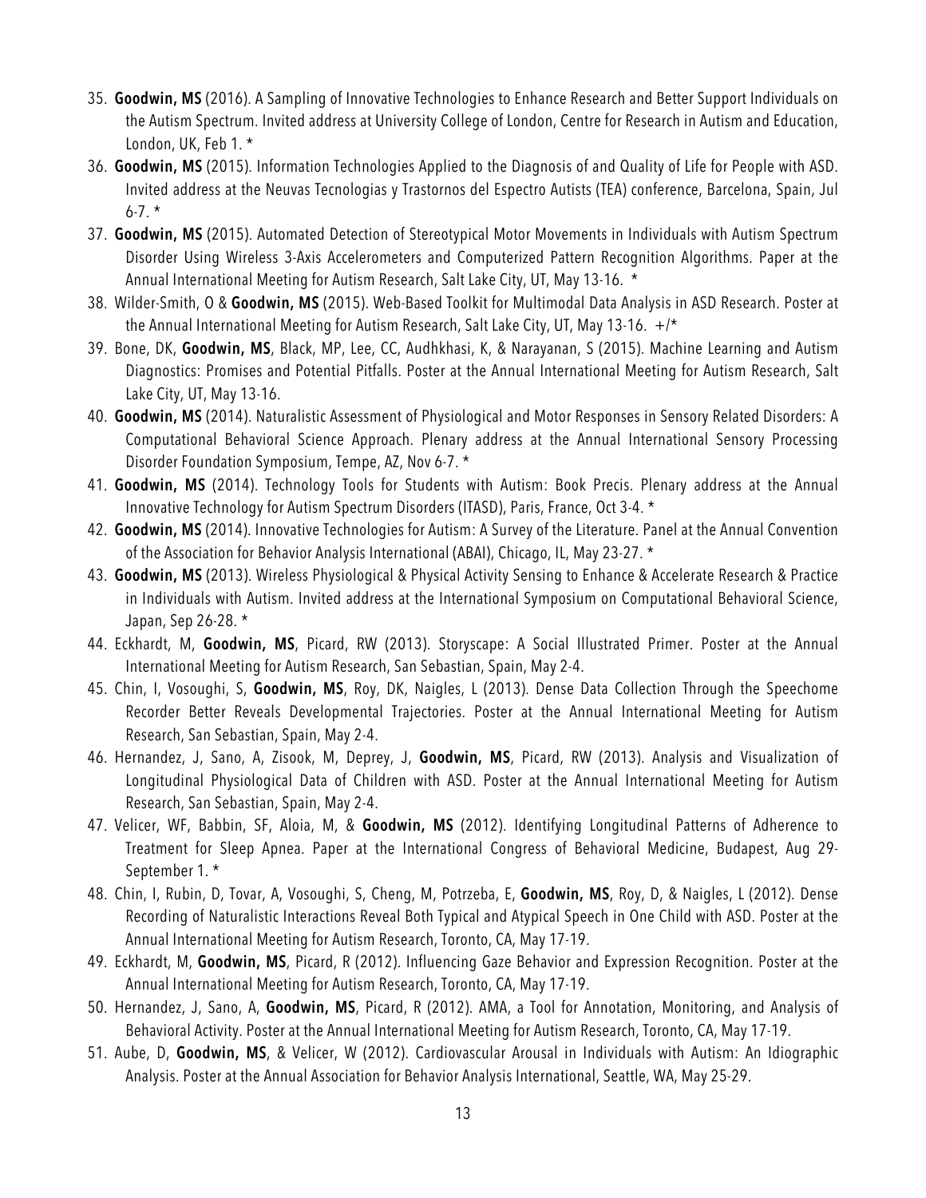35. **Goodwin, MS** (2016). A Sampling of Innovative Technologies to Enhance Research and Better Support Individuals on the Autism Spectrum. Invited address at University College of London, Centre for Research in Autism and Education, London, UK, Feb 1. *
36. **Goodwin, MS** (2015). Information Technologies Applied to the Diagnosis of and Quality of Life for People with ASD. Invited address at the Neuvas Tecnologias y Trastornos del Espectro Autists (TEA) conference, Barcelona, Spain, Jul 6-7. *
37. **Goodwin, MS** (2015). Automated Detection of Stereotypical Motor Movements in Individuals with Autism Spectrum Disorder Using Wireless 3-Axis Accelerometers and Computerized Pattern Recognition Algorithms. Paper at the Annual International Meeting for Autism Research, Salt Lake City, UT, May 13-16. *
38. Wilder-Smith, O & **Goodwin, MS** (2015). Web-Based Toolkit for Multimodal Data Analysis in ASD Research. Poster at the Annual International Meeting for Autism Research, Salt Lake City, UT, May 13-16. +/*
39. Bone, DK, **Goodwin, MS**, Black, MP, Lee, CC, Audhkhasi, K, & Narayanan, S (2015). Machine Learning and Autism Diagnostics: Promises and Potential Pitfalls. Poster at the Annual International Meeting for Autism Research, Salt Lake City, UT, May 13-16.
40. **Goodwin, MS** (2014). Naturalistic Assessment of Physiological and Motor Responses in Sensory Related Disorders: A Computational Behavioral Science Approach. Plenary address at the Annual International Sensory Processing Disorder Foundation Symposium, Tempe, AZ, Nov 6-7. *
41. **Goodwin, MS** (2014). Technology Tools for Students with Autism: Book Precis. Plenary address at the Annual Innovative Technology for Autism Spectrum Disorders (ITASD), Paris, France, Oct 3-4. *
42. **Goodwin, MS** (2014). Innovative Technologies for Autism: A Survey of the Literature. Panel at the Annual Convention of the Association for Behavior Analysis International (ABAI), Chicago, IL, May 23-27. *
43. **Goodwin, MS** (2013). Wireless Physiological & Physical Activity Sensing to Enhance & Accelerate Research & Practice in Individuals with Autism. Invited address at the International Symposium on Computational Behavioral Science, Japan, Sep 26-28. *
44. Eckhardt, M, **Goodwin, MS**, Picard, RW (2013). Storyscape: A Social Illustrated Primer. Poster at the Annual International Meeting for Autism Research, San Sebastian, Spain, May 2-4.
45. Chin, I, Vosoughi, S, **Goodwin, MS**, Roy, DK, Naigles, L (2013). Dense Data Collection Through the Speechome Recorder Better Reveals Developmental Trajectories. Poster at the Annual International Meeting for Autism Research, San Sebastian, Spain, May 2-4.
46. Hernandez, J, Sano, A, Zisook, M, Deprey, J, **Goodwin, MS**, Picard, RW (2013). Analysis and Visualization of Longitudinal Physiological Data of Children with ASD. Poster at the Annual International Meeting for Autism Research, San Sebastian, Spain, May 2-4.
47. Velicer, WF, Babbin, SF, Aloia, M, & **Goodwin, MS** (2012). Identifying Longitudinal Patterns of Adherence to Treatment for Sleep Apnea. Paper at the International Congress of Behavioral Medicine, Budapest, Aug 29-September 1. *
48. Chin, I, Rubin, D, Tovar, A, Vosoughi, S, Cheng, M, Potrzeba, E, **Goodwin, MS**, Roy, D, & Naigles, L (2012). Dense Recording of Naturalistic Interactions Reveal Both Typical and Atypical Speech in One Child with ASD. Poster at the Annual International Meeting for Autism Research, Toronto, CA, May 17-19.
49. Eckhardt, M, **Goodwin, MS**, Picard, R (2012). Influencing Gaze Behavior and Expression Recognition. Poster at the Annual International Meeting for Autism Research, Toronto, CA, May 17-19.
50. Hernandez, J, Sano, A, **Goodwin, MS**, Picard, R (2012). AMA, a Tool for Annotation, Monitoring, and Analysis of Behavioral Activity. Poster at the Annual International Meeting for Autism Research, Toronto, CA, May 17-19.
51. Aube, D, **Goodwin, MS**, & Velicer, W (2012). Cardiovascular Arousal in Individuals with Autism: An Idiographic Analysis. Poster at the Annual Association for Behavior Analysis International, Seattle, WA, May 25-29.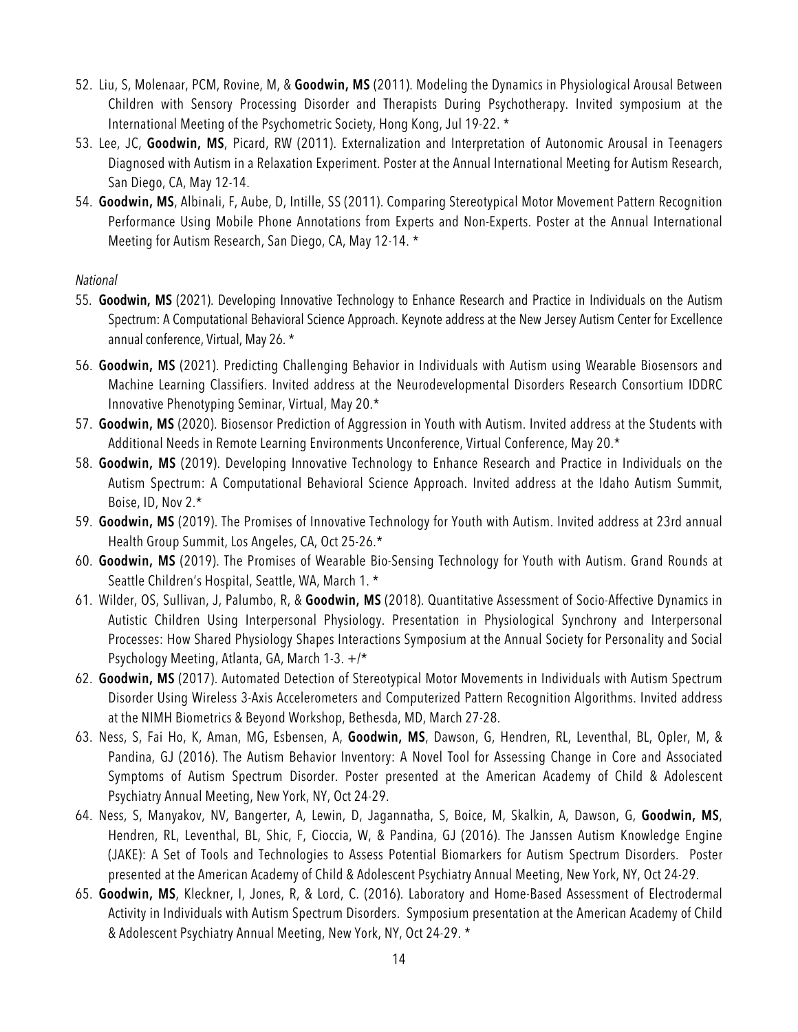52. Liu, S, Molenaar, PCM, Rovine, M, & **Goodwin, MS** (2011). Modeling the Dynamics in Physiological Arousal Between Children with Sensory Processing Disorder and Therapists During Psychotherapy. Invited symposium at the International Meeting of the Psychometric Society, Hong Kong, Jul 19-22. *
53. Lee, JC, **Goodwin, MS**, Picard, RW (2011). Externalization and Interpretation of Autonomic Arousal in Teenagers Diagnosed with Autism in a Relaxation Experiment. Poster at the Annual International Meeting for Autism Research, San Diego, CA, May 12-14.
54. **Goodwin, MS**, Albinali, F, Aube, D, Intille, SS (2011). Comparing Stereotypical Motor Movement Pattern Recognition Performance Using Mobile Phone Annotations from Experts and Non-Experts. Poster at the Annual International Meeting for Autism Research, San Diego, CA, May 12-14. *

*National*

55. **Goodwin, MS** (2021). Developing Innovative Technology to Enhance Research and Practice in Individuals on the Autism Spectrum: A Computational Behavioral Science Approach. Keynote address at the New Jersey Autism Center for Excellence annual conference, Virtual, May 26. *
56. **Goodwin, MS** (2021). Predicting Challenging Behavior in Individuals with Autism using Wearable Biosensors and Machine Learning Classifiers. Invited address at the Neurodevelopmental Disorders Research Consortium IDDRC Innovative Phenotyping Seminar, Virtual, May 20.*
57. **Goodwin, MS** (2020). Biosensor Prediction of Aggression in Youth with Autism. Invited address at the Students with Additional Needs in Remote Learning Environments Unconference, Virtual Conference, May 20.*
58. **Goodwin, MS** (2019). Developing Innovative Technology to Enhance Research and Practice in Individuals on the Autism Spectrum: A Computational Behavioral Science Approach. Invited address at the Idaho Autism Summit, Boise, ID, Nov 2.*
59. **Goodwin, MS** (2019). The Promises of Innovative Technology for Youth with Autism. Invited address at 23rd annual Health Group Summit, Los Angeles, CA, Oct 25-26.*
60. **Goodwin, MS** (2019). The Promises of Wearable Bio-Sensing Technology for Youth with Autism. Grand Rounds at Seattle Children's Hospital, Seattle, WA, March 1. *
61. Wilder, OS, Sullivan, J, Palumbo, R, & **Goodwin, MS** (2018). Quantitative Assessment of Socio-Affective Dynamics in Autistic Children Using Interpersonal Physiology. Presentation in Physiological Synchrony and Interpersonal Processes: How Shared Physiology Shapes Interactions Symposium at the Annual Society for Personality and Social Psychology Meeting, Atlanta, GA, March 1-3. +/*
62. **Goodwin, MS** (2017). Automated Detection of Stereotypical Motor Movements in Individuals with Autism Spectrum Disorder Using Wireless 3-Axis Accelerometers and Computerized Pattern Recognition Algorithms. Invited address at the NIMH Biometrics & Beyond Workshop, Bethesda, MD, March 27-28.
63. Ness, S, Fai Ho, K, Aman, MG, Esbensen, A, **Goodwin, MS**, Dawson, G, Hendren, RL, Leventhal, BL, Opler, M, & Pandina, GJ (2016). The Autism Behavior Inventory: A Novel Tool for Assessing Change in Core and Associated Symptoms of Autism Spectrum Disorder. Poster presented at the American Academy of Child & Adolescent Psychiatry Annual Meeting, New York, NY, Oct 24-29.
64. Ness, S, Manyakov, NV, Bangerter, A, Lewin, D, Jagannatha, S, Boice, M, Skalkin, A, Dawson, G, **Goodwin, MS**, Hendren, RL, Leventhal, BL, Shic, F, Cioccia, W, & Pandina, GJ (2016). The Janssen Autism Knowledge Engine (JAKE): A Set of Tools and Technologies to Assess Potential Biomarkers for Autism Spectrum Disorders. Poster presented at the American Academy of Child & Adolescent Psychiatry Annual Meeting, New York, NY, Oct 24-29.
65. **Goodwin, MS**, Kleckner, I, Jones, R, & Lord, C. (2016). Laboratory and Home-Based Assessment of Electrodermal Activity in Individuals with Autism Spectrum Disorders. Symposium presentation at the American Academy of Child & Adolescent Psychiatry Annual Meeting, New York, NY, Oct 24-29. *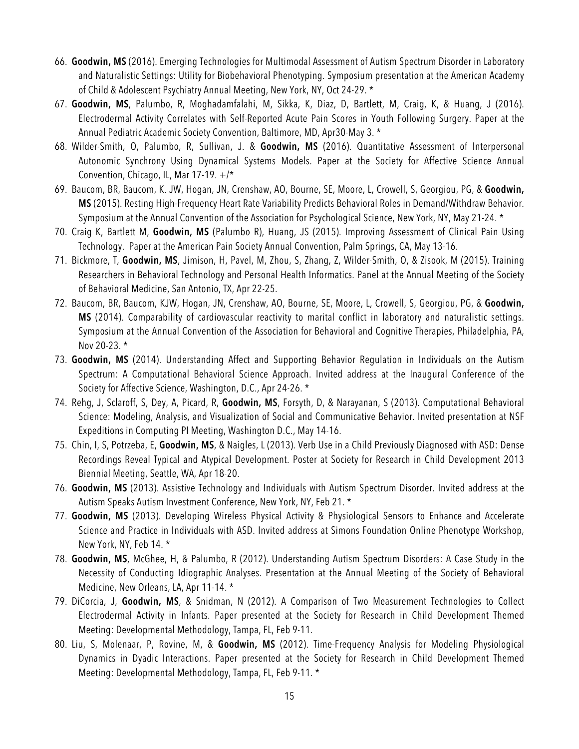66. **Goodwin, MS** (2016). Emerging Technologies for Multimodal Assessment of Autism Spectrum Disorder in Laboratory and Naturalistic Settings: Utility for Biobehavioral Phenotyping. Symposium presentation at the American Academy of Child & Adolescent Psychiatry Annual Meeting, New York, NY, Oct 24-29. *
67. **Goodwin, MS**, Palumbo, R, Moghadamfalahi, M, Sikka, K, Diaz, D, Bartlett, M, Craig, K, & Huang, J (2016). Electrodermal Activity Correlates with Self-Reported Acute Pain Scores in Youth Following Surgery. Paper at the Annual Pediatric Academic Society Convention, Baltimore, MD, Apr30-May 3. *
68. Wilder-Smith, O, Palumbo, R, Sullivan, J. & **Goodwin, MS** (2016). Quantitative Assessment of Interpersonal Autonomic Synchrony Using Dynamical Systems Models. Paper at the Society for Affective Science Annual Convention, Chicago, IL, Mar 17-19. +/*
69. Baucom, BR, Baucom, K. JW, Hogan, JN, Crenshaw, AO, Bourne, SE, Moore, L, Crowell, S, Georgiou, PG, & **Goodwin, MS** (2015). Resting High-Frequency Heart Rate Variability Predicts Behavioral Roles in Demand/Withdraw Behavior. Symposium at the Annual Convention of the Association for Psychological Science, New York, NY, May 21-24. *
70. Craig K, Bartlett M, **Goodwin, MS** (Palumbo R), Huang, JS (2015). Improving Assessment of Clinical Pain Using Technology. Paper at the American Pain Society Annual Convention, Palm Springs, CA, May 13-16.
71. Bickmore, T, **Goodwin, MS**, Jimison, H, Pavel, M, Zhou, S, Zhang, Z, Wilder-Smith, O, & Zisook, M (2015). Training Researchers in Behavioral Technology and Personal Health Informatics. Panel at the Annual Meeting of the Society of Behavioral Medicine, San Antonio, TX, Apr 22-25.
72. Baucom, BR, Baucom, KJW, Hogan, JN, Crenshaw, AO, Bourne, SE, Moore, L, Crowell, S, Georgiou, PG, & **Goodwin, MS** (2014). Comparability of cardiovascular reactivity to marital conflict in laboratory and naturalistic settings. Symposium at the Annual Convention of the Association for Behavioral and Cognitive Therapies, Philadelphia, PA, Nov 20-23. *
73. **Goodwin, MS** (2014). Understanding Affect and Supporting Behavior Regulation in Individuals on the Autism Spectrum: A Computational Behavioral Science Approach. Invited address at the Inaugural Conference of the Society for Affective Science, Washington, D.C., Apr 24-26. *
74. Rehg, J, Sclaroff, S, Dey, A, Picard, R, **Goodwin, MS**, Forsyth, D, & Narayanan, S (2013). Computational Behavioral Science: Modeling, Analysis, and Visualization of Social and Communicative Behavior. Invited presentation at NSF Expeditions in Computing PI Meeting, Washington D.C., May 14-16.
75. Chin, I, S, Potrzeba, E, **Goodwin, MS**, & Naigles, L (2013). Verb Use in a Child Previously Diagnosed with ASD: Dense Recordings Reveal Typical and Atypical Development. Poster at Society for Research in Child Development 2013 Biennial Meeting, Seattle, WA, Apr 18-20.
76. **Goodwin, MS** (2013). Assistive Technology and Individuals with Autism Spectrum Disorder. Invited address at the Autism Speaks Autism Investment Conference, New York, NY, Feb 21. *
77. **Goodwin, MS** (2013). Developing Wireless Physical Activity & Physiological Sensors to Enhance and Accelerate Science and Practice in Individuals with ASD. Invited address at Simons Foundation Online Phenotype Workshop, New York, NY, Feb 14. *
78. **Goodwin, MS**, McGhee, H, & Palumbo, R (2012). Understanding Autism Spectrum Disorders: A Case Study in the Necessity of Conducting Idiographic Analyses. Presentation at the Annual Meeting of the Society of Behavioral Medicine, New Orleans, LA, Apr 11-14. *
79. DiCorcia, J, **Goodwin, MS**, & Snidman, N (2012). A Comparison of Two Measurement Technologies to Collect Electrodermal Activity in Infants. Paper presented at the Society for Research in Child Development Themed Meeting: Developmental Methodology, Tampa, FL, Feb 9-11.
80. Liu, S, Molenaar, P, Rovine, M, & **Goodwin, MS** (2012). Time-Frequency Analysis for Modeling Physiological Dynamics in Dyadic Interactions. Paper presented at the Society for Research in Child Development Themed Meeting: Developmental Methodology, Tampa, FL, Feb 9-11. *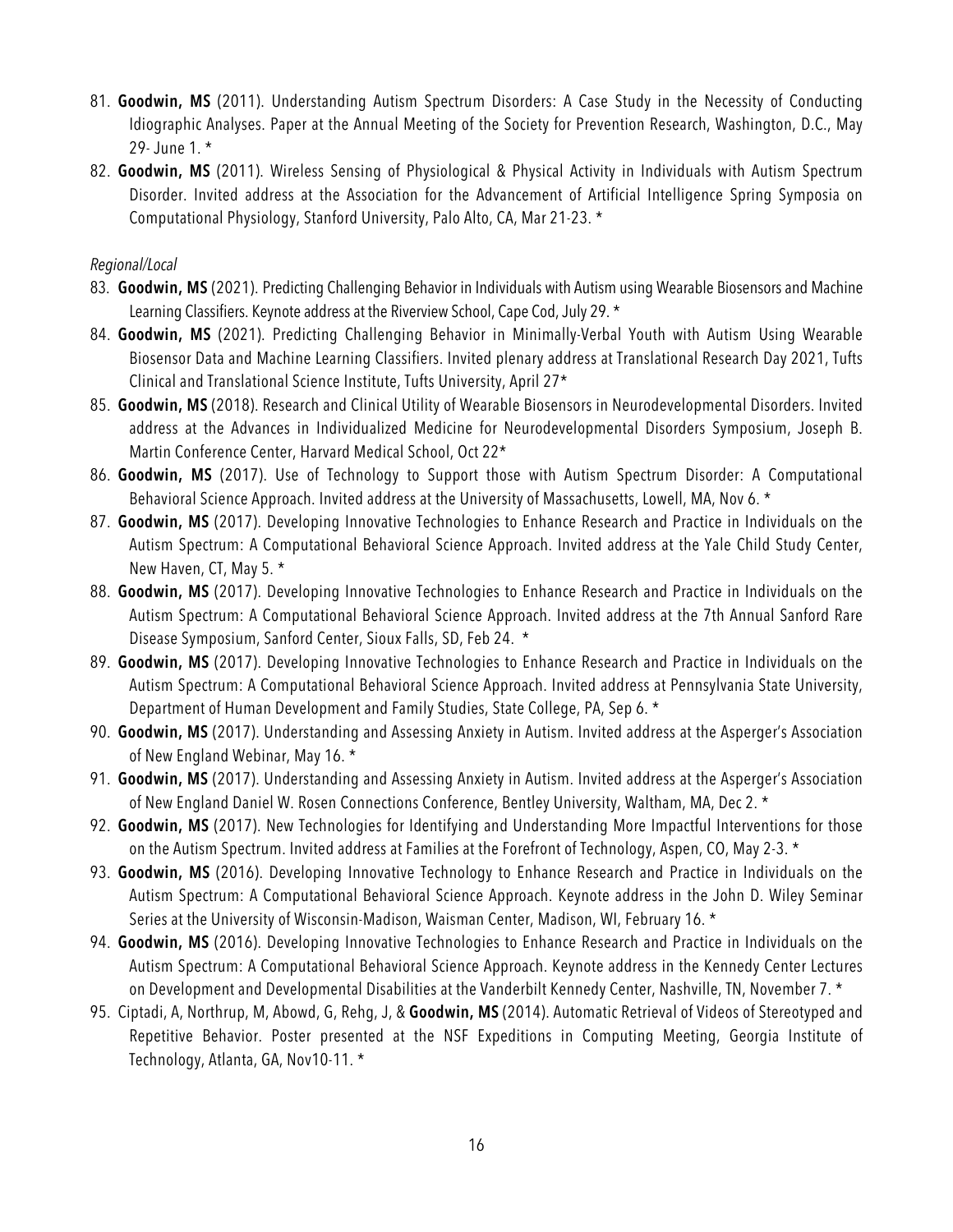81. **Goodwin, MS** (2011). Understanding Autism Spectrum Disorders: A Case Study in the Necessity of Conducting Idiographic Analyses. Paper at the Annual Meeting of the Society for Prevention Research, Washington, D.C., May 29- June 1. *
82. **Goodwin, MS** (2011). Wireless Sensing of Physiological & Physical Activity in Individuals with Autism Spectrum Disorder. Invited address at the Association for the Advancement of Artificial Intelligence Spring Symposia on Computational Physiology, Stanford University, Palo Alto, CA, Mar 21-23. *

*Regional/Local*

83. **Goodwin, MS** (2021). Predicting Challenging Behavior in Individuals with Autism using Wearable Biosensors and Machine Learning Classifiers. Keynote address at the Riverview School, Cape Cod, July 29. *
84. **Goodwin, MS** (2021). Predicting Challenging Behavior in Minimally-Verbal Youth with Autism Using Wearable Biosensor Data and Machine Learning Classifiers. Invited plenary address at Translational Research Day 2021, Tufts Clinical and Translational Science Institute, Tufts University, April 27*
85. **Goodwin, MS** (2018). Research and Clinical Utility of Wearable Biosensors in Neurodevelopmental Disorders. Invited address at the Advances in Individualized Medicine for Neurodevelopmental Disorders Symposium, Joseph B. Martin Conference Center, Harvard Medical School, Oct 22*
86. **Goodwin, MS** (2017). Use of Technology to Support those with Autism Spectrum Disorder: A Computational Behavioral Science Approach. Invited address at the University of Massachusetts, Lowell, MA, Nov 6. *
87. **Goodwin, MS** (2017). Developing Innovative Technologies to Enhance Research and Practice in Individuals on the Autism Spectrum: A Computational Behavioral Science Approach. Invited address at the Yale Child Study Center, New Haven, CT, May 5. *
88. **Goodwin, MS** (2017). Developing Innovative Technologies to Enhance Research and Practice in Individuals on the Autism Spectrum: A Computational Behavioral Science Approach. Invited address at the 7th Annual Sanford Rare Disease Symposium, Sanford Center, Sioux Falls, SD, Feb 24. *
89. **Goodwin, MS** (2017). Developing Innovative Technologies to Enhance Research and Practice in Individuals on the Autism Spectrum: A Computational Behavioral Science Approach. Invited address at Pennsylvania State University, Department of Human Development and Family Studies, State College, PA, Sep 6. *
90. **Goodwin, MS** (2017). Understanding and Assessing Anxiety in Autism. Invited address at the Asperger's Association of New England Webinar, May 16. *
91. **Goodwin, MS** (2017). Understanding and Assessing Anxiety in Autism. Invited address at the Asperger's Association of New England Daniel W. Rosen Connections Conference, Bentley University, Waltham, MA, Dec 2. *
92. **Goodwin, MS** (2017). New Technologies for Identifying and Understanding More Impactful Interventions for those on the Autism Spectrum. Invited address at Families at the Forefront of Technology, Aspen, CO, May 2-3. *
93. **Goodwin, MS** (2016). Developing Innovative Technology to Enhance Research and Practice in Individuals on the Autism Spectrum: A Computational Behavioral Science Approach. Keynote address in the John D. Wiley Seminar Series at the University of Wisconsin-Madison, Waisman Center, Madison, WI, February 16. *
94. **Goodwin, MS** (2016). Developing Innovative Technologies to Enhance Research and Practice in Individuals on the Autism Spectrum: A Computational Behavioral Science Approach. Keynote address in the Kennedy Center Lectures on Development and Developmental Disabilities at the Vanderbilt Kennedy Center, Nashville, TN, November 7. *
95. Ciptadi, A, Northrup, M, Abowd, G, Rehg, J, & **Goodwin, MS** (2014). Automatic Retrieval of Videos of Stereotyped and Repetitive Behavior. Poster presented at the NSF Expeditions in Computing Meeting, Georgia Institute of Technology, Atlanta, GA, Nov10-11. *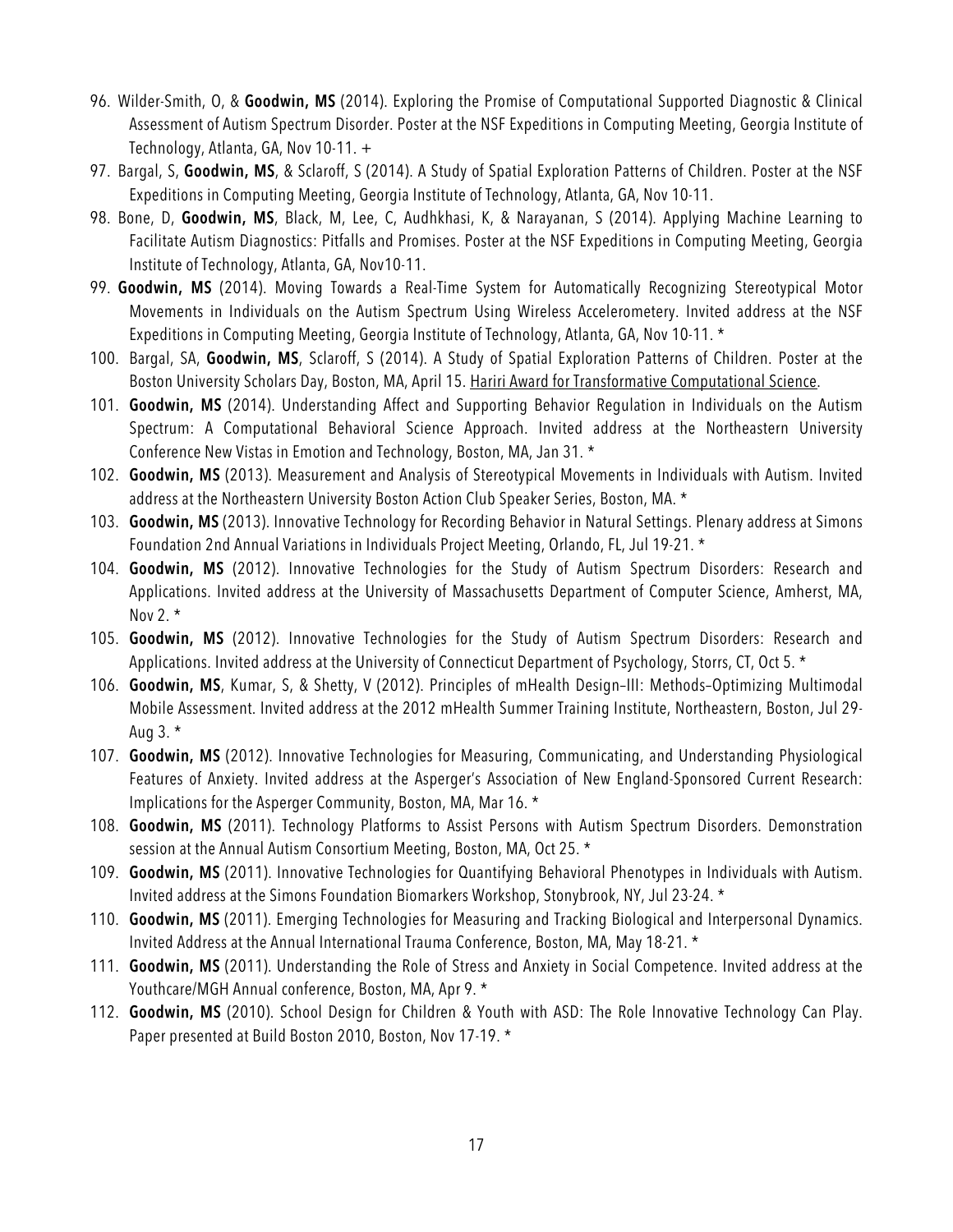96. Wilder-Smith, O, & **Goodwin, MS** (2014). Exploring the Promise of Computational Supported Diagnostic & Clinical Assessment of Autism Spectrum Disorder. Poster at the NSF Expeditions in Computing Meeting, Georgia Institute of Technology, Atlanta, GA, Nov 10-11. +
97. Bargal, S, **Goodwin, MS**, & Sclaroff, S (2014). A Study of Spatial Exploration Patterns of Children. Poster at the NSF Expeditions in Computing Meeting, Georgia Institute of Technology, Atlanta, GA, Nov 10-11.
98. Bone, D, **Goodwin, MS**, Black, M, Lee, C, Audhkhasi, K, & Narayanan, S (2014). Applying Machine Learning to Facilitate Autism Diagnostics: Pitfalls and Promises. Poster at the NSF Expeditions in Computing Meeting, Georgia Institute of Technology, Atlanta, GA, Nov10-11.
99. **Goodwin, MS** (2014). Moving Towards a Real-Time System for Automatically Recognizing Stereotypical Motor Movements in Individuals on the Autism Spectrum Using Wireless Accelerometery. Invited address at the NSF Expeditions in Computing Meeting, Georgia Institute of Technology, Atlanta, GA, Nov 10-11. *
100. Bargal, SA, **Goodwin, MS**, Sclaroff, S (2014). A Study of Spatial Exploration Patterns of Children. Poster at the Boston University Scholars Day, Boston, MA, April 15. Hariri Award for Transformative Computational Science.
101. **Goodwin, MS** (2014). Understanding Affect and Supporting Behavior Regulation in Individuals on the Autism Spectrum: A Computational Behavioral Science Approach. Invited address at the Northeastern University Conference New Vistas in Emotion and Technology, Boston, MA, Jan 31. *
102. **Goodwin, MS** (2013). Measurement and Analysis of Stereotypical Movements in Individuals with Autism. Invited address at the Northeastern University Boston Action Club Speaker Series, Boston, MA. *
103. **Goodwin, MS** (2013). Innovative Technology for Recording Behavior in Natural Settings. Plenary address at Simons Foundation 2nd Annual Variations in Individuals Project Meeting, Orlando, FL, Jul 19-21. *
104. **Goodwin, MS** (2012). Innovative Technologies for the Study of Autism Spectrum Disorders: Research and Applications. Invited address at the University of Massachusetts Department of Computer Science, Amherst, MA, Nov 2. *
105. **Goodwin, MS** (2012). Innovative Technologies for the Study of Autism Spectrum Disorders: Research and Applications. Invited address at the University of Connecticut Department of Psychology, Storrs, CT, Oct 5. *
106. **Goodwin, MS**, Kumar, S, & Shetty, V (2012). Principles of mHealth Design–III: Methods–Optimizing Multimodal Mobile Assessment. Invited address at the 2012 mHealth Summer Training Institute, Northeastern, Boston, Jul 29-Aug 3. *
107. **Goodwin, MS** (2012). Innovative Technologies for Measuring, Communicating, and Understanding Physiological Features of Anxiety. Invited address at the Asperger's Association of New England-Sponsored Current Research: Implications for the Asperger Community, Boston, MA, Mar 16. *
108. **Goodwin, MS** (2011). Technology Platforms to Assist Persons with Autism Spectrum Disorders. Demonstration session at the Annual Autism Consortium Meeting, Boston, MA, Oct 25. *
109. **Goodwin, MS** (2011). Innovative Technologies for Quantifying Behavioral Phenotypes in Individuals with Autism. Invited address at the Simons Foundation Biomarkers Workshop, Stonybrook, NY, Jul 23-24. *
110. **Goodwin, MS** (2011). Emerging Technologies for Measuring and Tracking Biological and Interpersonal Dynamics. Invited Address at the Annual International Trauma Conference, Boston, MA, May 18-21. *
111. **Goodwin, MS** (2011). Understanding the Role of Stress and Anxiety in Social Competence. Invited address at the Youthcare/MGH Annual conference, Boston, MA, Apr 9. *
112. **Goodwin, MS** (2010). School Design for Children & Youth with ASD: The Role Innovative Technology Can Play. Paper presented at Build Boston 2010, Boston, Nov 17-19. *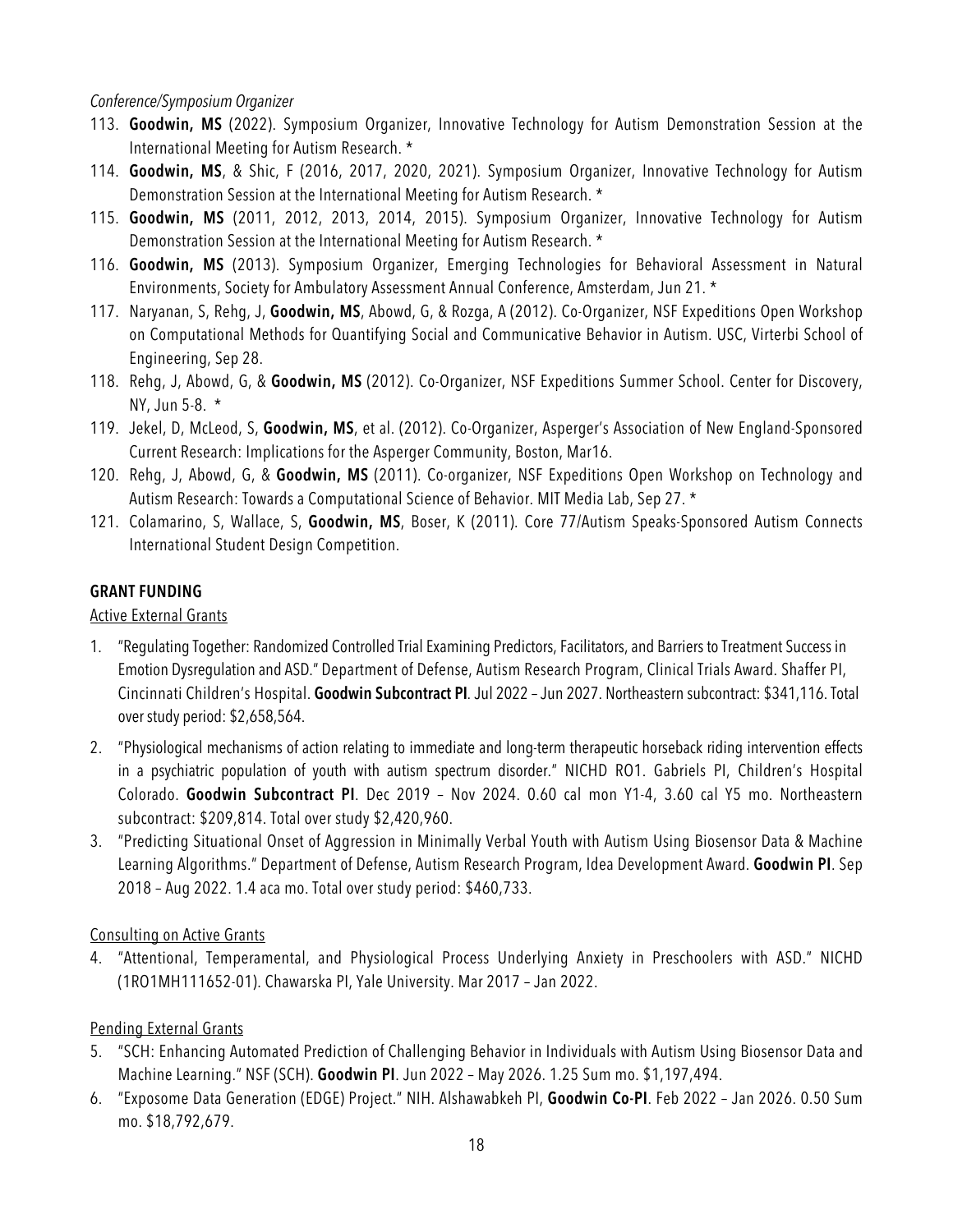*Conference/Symposium Organizer*

113. **Goodwin, MS** (2022). Symposium Organizer, Innovative Technology for Autism Demonstration Session at the International Meeting for Autism Research. *
114. **Goodwin, MS**, & Shic, F (2016, 2017, 2020, 2021). Symposium Organizer, Innovative Technology for Autism Demonstration Session at the International Meeting for Autism Research. *
115. **Goodwin, MS** (2011, 2012, 2013, 2014, 2015). Symposium Organizer, Innovative Technology for Autism Demonstration Session at the International Meeting for Autism Research. *
116. **Goodwin, MS** (2013). Symposium Organizer, Emerging Technologies for Behavioral Assessment in Natural Environments, Society for Ambulatory Assessment Annual Conference, Amsterdam, Jun 21. *
117. Naryanan, S, Rehg, J, **Goodwin, MS**, Abowd, G, & Rozga, A (2012). Co-Organizer, NSF Expeditions Open Workshop on Computational Methods for Quantifying Social and Communicative Behavior in Autism. USC, Virterbi School of Engineering, Sep 28.
118. Rehg, J, Abowd, G, & **Goodwin, MS** (2012). Co-Organizer, NSF Expeditions Summer School. Center for Discovery, NY, Jun 5-8. *
119. Jekel, D, McLeod, S, **Goodwin, MS**, et al. (2012). Co-Organizer, Asperger's Association of New England-Sponsored Current Research: Implications for the Asperger Community, Boston, Mar16.
120. Rehg, J, Abowd, G, & **Goodwin, MS** (2011). Co-organizer, NSF Expeditions Open Workshop on Technology and Autism Research: Towards a Computational Science of Behavior. MIT Media Lab, Sep 27. *
121. Colamarino, S, Wallace, S, **Goodwin, MS**, Boser, K (2011). Core 77/Autism Speaks-Sponsored Autism Connects International Student Design Competition.

## GRANT FUNDING

Active External Grants

1. "Regulating Together: Randomized Controlled Trial Examining Predictors, Facilitators, and Barriers to Treatment Success in Emotion Dysregulation and ASD." Department of Defense, Autism Research Program, Clinical Trials Award. Shaffer PI, Cincinnati Children's Hospital. **Goodwin Subcontract PI**. Jul 2022 – Jun 2027. Northeastern subcontract: $341,116. Total over study period: $2,658,564.
2. "Physiological mechanisms of action relating to immediate and long-term therapeutic horseback riding intervention effects in a psychiatric population of youth with autism spectrum disorder." NICHD RO1. Gabriels PI, Children's Hospital Colorado. **Goodwin Subcontract PI**. Dec 2019 – Nov 2024. 0.60 cal mon Y1-4, 3.60 cal Y5 mo. Northeastern subcontract: $209,814. Total over study $2,420,960.
3. "Predicting Situational Onset of Aggression in Minimally Verbal Youth with Autism Using Biosensor Data & Machine Learning Algorithms." Department of Defense, Autism Research Program, Idea Development Award. **Goodwin PI**. Sep 2018 – Aug 2022. 1.4 aca mo. Total over study period: $460,733.

Consulting on Active Grants

4. "Attentional, Temperamental, and Physiological Process Underlying Anxiety in Preschoolers with ASD." NICHD (1RO1MH111652-01). Chawarska PI, Yale University. Mar 2017 – Jan 2022.

Pending External Grants

5. "SCH: Enhancing Automated Prediction of Challenging Behavior in Individuals with Autism Using Biosensor Data and Machine Learning." NSF (SCH). **Goodwin PI**. Jun 2022 – May 2026. 1.25 Sum mo. $1,197,494.
6. "Exposome Data Generation (EDGE) Project." NIH. Alshawabkeh PI, **Goodwin Co-PI**. Feb 2022 – Jan 2026. 0.50 Sum mo. $18,792,679.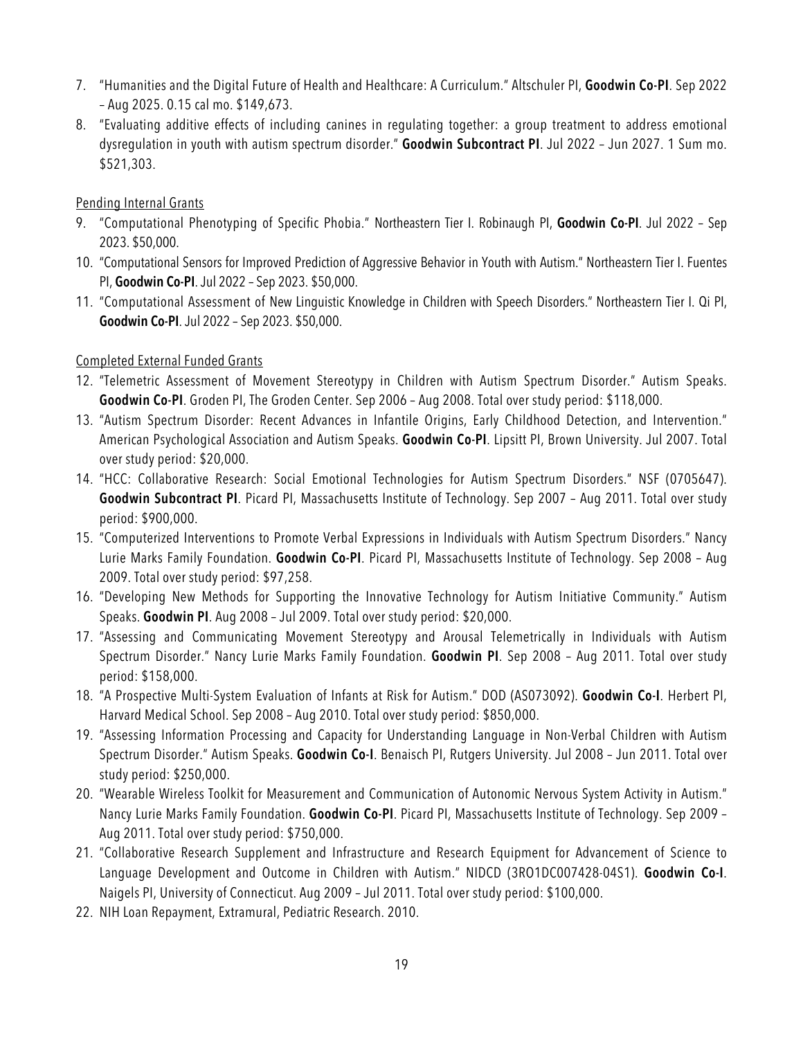7. "Humanities and the Digital Future of Health and Healthcare: A Curriculum." Altschuler PI, **Goodwin Co-PI**. Sep 2022 – Aug 2025. 0.15 cal mo. $149,673.
8. "Evaluating additive effects of including canines in regulating together: a group treatment to address emotional dysregulation in youth with autism spectrum disorder." **Goodwin Subcontract PI**. Jul 2022 – Jun 2027. 1 Sum mo. $521,303.

Pending Internal Grants

9. "Computational Phenotyping of Specific Phobia." Northeastern Tier I. Robinaugh PI, **Goodwin Co-PI**. Jul 2022 – Sep 2023. $50,000.
10. "Computational Sensors for Improved Prediction of Aggressive Behavior in Youth with Autism." Northeastern Tier I. Fuentes PI, **Goodwin Co-PI**. Jul 2022 – Sep 2023. $50,000.
11. "Computational Assessment of New Linguistic Knowledge in Children with Speech Disorders." Northeastern Tier I. Qi PI, **Goodwin Co-PI**. Jul 2022 – Sep 2023. $50,000.

Completed External Funded Grants

12. "Telemetric Assessment of Movement Stereotypy in Children with Autism Spectrum Disorder." Autism Speaks. **Goodwin Co-PI**. Groden PI, The Groden Center. Sep 2006 – Aug 2008. Total over study period: $118,000.
13. "Autism Spectrum Disorder: Recent Advances in Infantile Origins, Early Childhood Detection, and Intervention." American Psychological Association and Autism Speaks. **Goodwin Co-PI**. Lipsitt PI, Brown University. Jul 2007. Total over study period: $20,000.
14. "HCC: Collaborative Research: Social Emotional Technologies for Autism Spectrum Disorders." NSF (0705647). **Goodwin Subcontract PI**. Picard PI, Massachusetts Institute of Technology. Sep 2007 – Aug 2011. Total over study period: $900,000.
15. "Computerized Interventions to Promote Verbal Expressions in Individuals with Autism Spectrum Disorders." Nancy Lurie Marks Family Foundation. **Goodwin Co-PI**. Picard PI, Massachusetts Institute of Technology. Sep 2008 – Aug 2009. Total over study period: $97,258.
16. "Developing New Methods for Supporting the Innovative Technology for Autism Initiative Community." Autism Speaks. **Goodwin PI**. Aug 2008 – Jul 2009. Total over study period: $20,000.
17. "Assessing and Communicating Movement Stereotypy and Arousal Telemetrically in Individuals with Autism Spectrum Disorder." Nancy Lurie Marks Family Foundation. **Goodwin PI**. Sep 2008 – Aug 2011. Total over study period: $158,000.
18. "A Prospective Multi-System Evaluation of Infants at Risk for Autism." DOD (AS073092). **Goodwin Co-I**. Herbert PI, Harvard Medical School. Sep 2008 – Aug 2010. Total over study period: $850,000.
19. "Assessing Information Processing and Capacity for Understanding Language in Non-Verbal Children with Autism Spectrum Disorder." Autism Speaks. **Goodwin Co-I**. Benaisch PI, Rutgers University. Jul 2008 – Jun 2011. Total over study period: $250,000.
20. "Wearable Wireless Toolkit for Measurement and Communication of Autonomic Nervous System Activity in Autism." Nancy Lurie Marks Family Foundation. **Goodwin Co-PI**. Picard PI, Massachusetts Institute of Technology. Sep 2009 – Aug 2011. Total over study period: $750,000.
21. "Collaborative Research Supplement and Infrastructure and Research Equipment for Advancement of Science to Language Development and Outcome in Children with Autism." NIDCD (3RO1DC007428-04S1). **Goodwin Co-I**. Naigels PI, University of Connecticut. Aug 2009 – Jul 2011. Total over study period: $100,000.
22. NIH Loan Repayment, Extramural, Pediatric Research. 2010.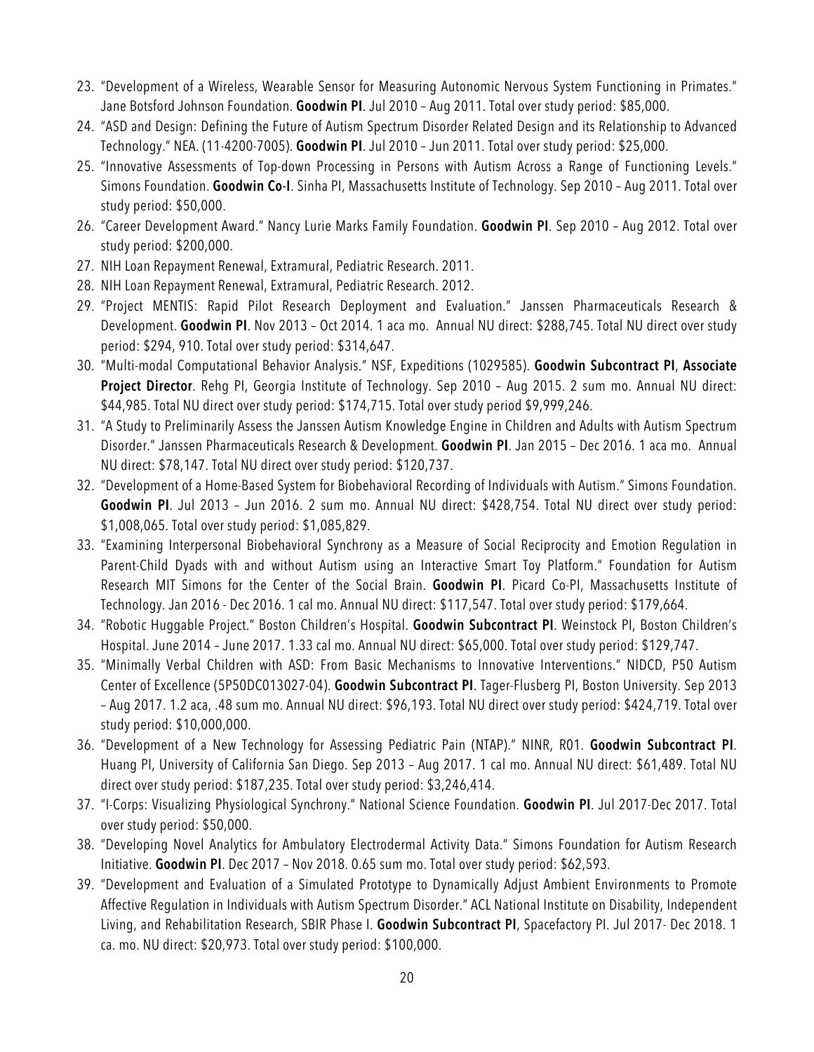23. "Development of a Wireless, Wearable Sensor for Measuring Autonomic Nervous System Functioning in Primates." Jane Botsford Johnson Foundation. **Goodwin PI**. Jul 2010 – Aug 2011. Total over study period: $85,000.
24. "ASD and Design: Defining the Future of Autism Spectrum Disorder Related Design and its Relationship to Advanced Technology." NEA. (11-4200-7005). **Goodwin PI**. Jul 2010 – Jun 2011. Total over study period: $25,000.
25. "Innovative Assessments of Top-down Processing in Persons with Autism Across a Range of Functioning Levels." Simons Foundation. **Goodwin Co-I**. Sinha PI, Massachusetts Institute of Technology. Sep 2010 – Aug 2011. Total over study period: $50,000.
26. "Career Development Award." Nancy Lurie Marks Family Foundation. **Goodwin PI**. Sep 2010 – Aug 2012. Total over study period: $200,000.
27. NIH Loan Repayment Renewal, Extramural, Pediatric Research. 2011.
28. NIH Loan Repayment Renewal, Extramural, Pediatric Research. 2012.
29. "Project MENTIS: Rapid Pilot Research Deployment and Evaluation." Janssen Pharmaceuticals Research & Development. **Goodwin PI**. Nov 2013 – Oct 2014. 1 aca mo. Annual NU direct: $288,745. Total NU direct over study period: $294, 910. Total over study period: $314,647.
30. "Multi-modal Computational Behavior Analysis." NSF, Expeditions (1029585). **Goodwin Subcontract PI**, **Associate Project Director**. Rehg PI, Georgia Institute of Technology. Sep 2010 – Aug 2015. 2 sum mo. Annual NU direct: $44,985. Total NU direct over study period: $174,715. Total over study period $9,999,246.
31. "A Study to Preliminarily Assess the Janssen Autism Knowledge Engine in Children and Adults with Autism Spectrum Disorder." Janssen Pharmaceuticals Research & Development. **Goodwin PI**. Jan 2015 – Dec 2016. 1 aca mo. Annual NU direct: $78,147. Total NU direct over study period: $120,737.
32. "Development of a Home-Based System for Biobehavioral Recording of Individuals with Autism." Simons Foundation. **Goodwin PI**. Jul 2013 – Jun 2016. 2 sum mo. Annual NU direct: $428,754. Total NU direct over study period: $1,008,065. Total over study period: $1,085,829.
33. "Examining Interpersonal Biobehavioral Synchrony as a Measure of Social Reciprocity and Emotion Regulation in Parent-Child Dyads with and without Autism using an Interactive Smart Toy Platform." Foundation for Autism Research MIT Simons for the Center of the Social Brain. **Goodwin PI**. Picard Co-PI, Massachusetts Institute of Technology. Jan 2016 - Dec 2016. 1 cal mo. Annual NU direct: $117,547. Total over study period: $179,664.
34. "Robotic Huggable Project." Boston Children's Hospital. **Goodwin Subcontract PI**. Weinstock PI, Boston Children's Hospital. June 2014 – June 2017. 1.33 cal mo. Annual NU direct: $65,000. Total over study period: $129,747.
35. "Minimally Verbal Children with ASD: From Basic Mechanisms to Innovative Interventions." NIDCD, P50 Autism Center of Excellence (5P50DC013027-04). **Goodwin Subcontract PI**. Tager-Flusberg PI, Boston University. Sep 2013 – Aug 2017. 1.2 aca, .48 sum mo. Annual NU direct: $96,193. Total NU direct over study period: $424,719. Total over study period: $10,000,000.
36. "Development of a New Technology for Assessing Pediatric Pain (NTAP)." NINR, R01. **Goodwin Subcontract PI**. Huang PI, University of California San Diego. Sep 2013 – Aug 2017. 1 cal mo. Annual NU direct: $61,489. Total NU direct over study period: $187,235. Total over study period: $3,246,414.
37. "I-Corps: Visualizing Physiological Synchrony." National Science Foundation. **Goodwin PI**. Jul 2017-Dec 2017. Total over study period: $50,000.
38. "Developing Novel Analytics for Ambulatory Electrodermal Activity Data." Simons Foundation for Autism Research Initiative. **Goodwin PI**. Dec 2017 – Nov 2018. 0.65 sum mo. Total over study period: $62,593.
39. "Development and Evaluation of a Simulated Prototype to Dynamically Adjust Ambient Environments to Promote Affective Regulation in Individuals with Autism Spectrum Disorder." ACL National Institute on Disability, Independent Living, and Rehabilitation Research, SBIR Phase I. **Goodwin Subcontract PI**, Spacefactory PI. Jul 2017- Dec 2018. 1 ca. mo. NU direct: $20,973. Total over study period: $100,000.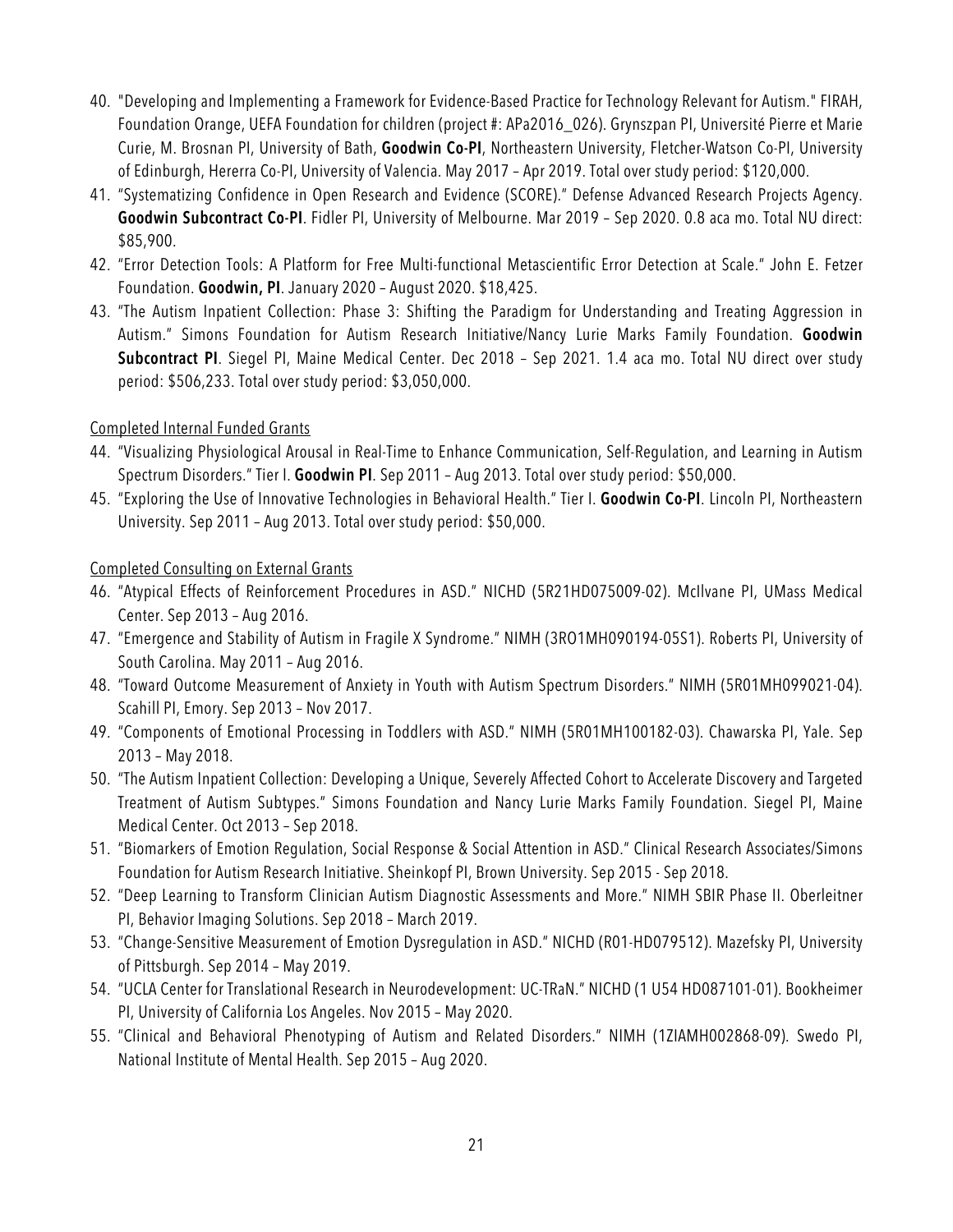40. "Developing and Implementing a Framework for Evidence-Based Practice for Technology Relevant for Autism." FIRAH, Foundation Orange, UEFA Foundation for children (project #: APa2016_026). Grynszpan PI, Université Pierre et Marie Curie, M. Brosnan PI, University of Bath, **Goodwin Co-PI**, Northeastern University, Fletcher-Watson Co-PI, University of Edinburgh, Hererra Co-PI, University of Valencia. May 2017 – Apr 2019. Total over study period: $120,000.
41. "Systematizing Confidence in Open Research and Evidence (SCORE)." Defense Advanced Research Projects Agency. **Goodwin Subcontract Co-PI**. Fidler PI, University of Melbourne. Mar 2019 – Sep 2020. 0.8 aca mo. Total NU direct: $85,900.
42. "Error Detection Tools: A Platform for Free Multi-functional Metascientific Error Detection at Scale." John E. Fetzer Foundation. **Goodwin, PI**. January 2020 – August 2020. $18,425.
43. "The Autism Inpatient Collection: Phase 3: Shifting the Paradigm for Understanding and Treating Aggression in Autism." Simons Foundation for Autism Research Initiative/Nancy Lurie Marks Family Foundation. **Goodwin Subcontract PI**. Siegel PI, Maine Medical Center. Dec 2018 – Sep 2021. 1.4 aca mo. Total NU direct over study period: $506,233. Total over study period: $3,050,000.

Completed Internal Funded Grants

44. "Visualizing Physiological Arousal in Real-Time to Enhance Communication, Self-Regulation, and Learning in Autism Spectrum Disorders." Tier I. **Goodwin PI**. Sep 2011 – Aug 2013. Total over study period: $50,000.
45. "Exploring the Use of Innovative Technologies in Behavioral Health." Tier I. **Goodwin Co-PI**. Lincoln PI, Northeastern University. Sep 2011 – Aug 2013. Total over study period: $50,000.

Completed Consulting on External Grants

46. "Atypical Effects of Reinforcement Procedures in ASD." NICHD (5R21HD075009-02). McIlvane PI, UMass Medical Center. Sep 2013 – Aug 2016.
47. "Emergence and Stability of Autism in Fragile X Syndrome." NIMH (3RO1MH090194-05S1). Roberts PI, University of South Carolina. May 2011 – Aug 2016.
48. "Toward Outcome Measurement of Anxiety in Youth with Autism Spectrum Disorders." NIMH (5R01MH099021-04). Scahill PI, Emory. Sep 2013 – Nov 2017.
49. "Components of Emotional Processing in Toddlers with ASD." NIMH (5R01MH100182-03). Chawarska PI, Yale. Sep 2013 – May 2018.
50. "The Autism Inpatient Collection: Developing a Unique, Severely Affected Cohort to Accelerate Discovery and Targeted Treatment of Autism Subtypes." Simons Foundation and Nancy Lurie Marks Family Foundation. Siegel PI, Maine Medical Center. Oct 2013 – Sep 2018.
51. "Biomarkers of Emotion Regulation, Social Response & Social Attention in ASD." Clinical Research Associates/Simons Foundation for Autism Research Initiative. Sheinkopf PI, Brown University. Sep 2015 - Sep 2018.
52. "Deep Learning to Transform Clinician Autism Diagnostic Assessments and More." NIMH SBIR Phase II. Oberleitner PI, Behavior Imaging Solutions. Sep 2018 – March 2019.
53. "Change-Sensitive Measurement of Emotion Dysregulation in ASD." NICHD (R01-HD079512). Mazefsky PI, University of Pittsburgh. Sep 2014 – May 2019.
54. "UCLA Center for Translational Research in Neurodevelopment: UC-TRaN." NICHD (1 U54 HD087101-01). Bookheimer PI, University of California Los Angeles. Nov 2015 – May 2020.
55. "Clinical and Behavioral Phenotyping of Autism and Related Disorders." NIMH (1ZIAMH002868-09). Swedo PI, National Institute of Mental Health. Sep 2015 – Aug 2020.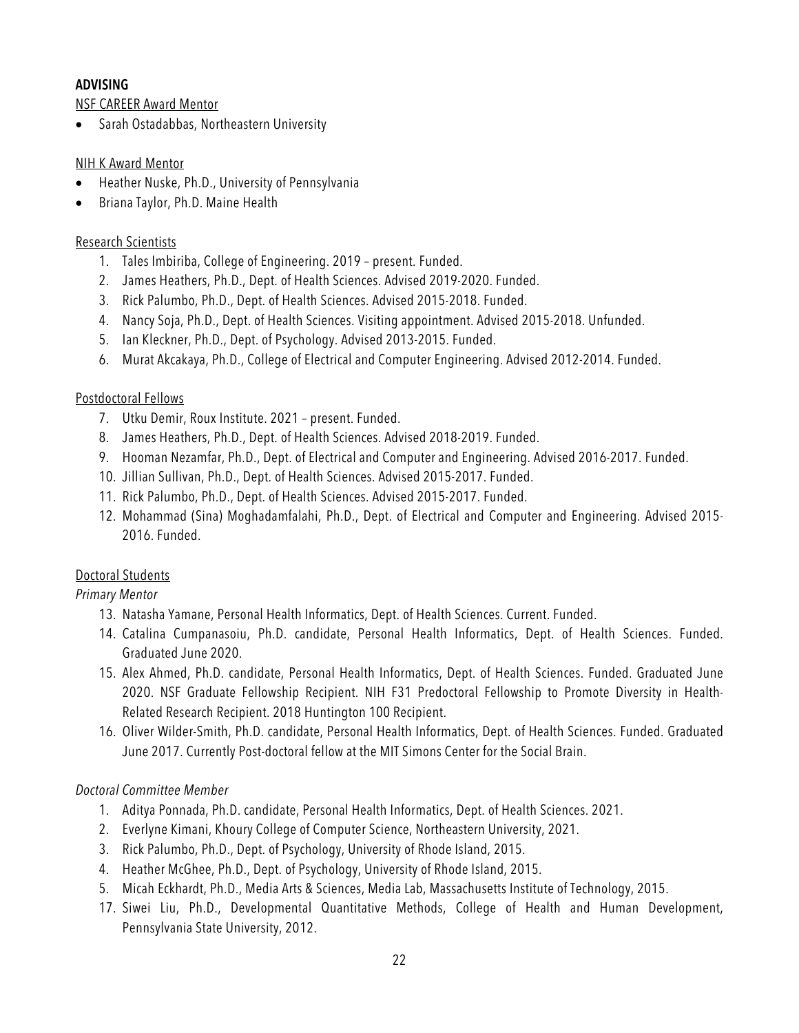## ADVISING

NSF CAREER Award Mentor

- Sarah Ostadabbas, Northeastern University

NIH K Award Mentor

- Heather Nuske, Ph.D., University of Pennsylvania
- Briana Taylor, Ph.D. Maine Health

Research Scientists

1. Tales Imbiriba, College of Engineering. 2019 – present. Funded.
2. James Heathers, Ph.D., Dept. of Health Sciences. Advised 2019-2020. Funded.
3. Rick Palumbo, Ph.D., Dept. of Health Sciences. Advised 2015-2018. Funded.
4. Nancy Soja, Ph.D., Dept. of Health Sciences. Visiting appointment. Advised 2015-2018. Unfunded.
5. Ian Kleckner, Ph.D., Dept. of Psychology. Advised 2013-2015. Funded.
6. Murat Akcakaya, Ph.D., College of Electrical and Computer Engineering. Advised 2012-2014. Funded.

Postdoctoral Fellows

7. Utku Demir, Roux Institute. 2021 – present. Funded.
8. James Heathers, Ph.D., Dept. of Health Sciences. Advised 2018-2019. Funded.
9. Hooman Nezamfar, Ph.D., Dept. of Electrical and Computer and Engineering. Advised 2016-2017. Funded.
10. Jillian Sullivan, Ph.D., Dept. of Health Sciences. Advised 2015-2017. Funded.
11. Rick Palumbo, Ph.D., Dept. of Health Sciences. Advised 2015-2017. Funded.
12. Mohammad (Sina) Moghadamfalahi, Ph.D., Dept. of Electrical and Computer and Engineering. Advised 2015-2016. Funded.

Doctoral Students

*Primary Mentor*

13. Natasha Yamane, Personal Health Informatics, Dept. of Health Sciences. Current. Funded.
14. Catalina Cumpanasoiu, Ph.D. candidate, Personal Health Informatics, Dept. of Health Sciences. Funded. Graduated June 2020.
15. Alex Ahmed, Ph.D. candidate, Personal Health Informatics, Dept. of Health Sciences. Funded. Graduated June 2020. NSF Graduate Fellowship Recipient. NIH F31 Predoctoral Fellowship to Promote Diversity in Health-Related Research Recipient. 2018 Huntington 100 Recipient.
16. Oliver Wilder-Smith, Ph.D. candidate, Personal Health Informatics, Dept. of Health Sciences. Funded. Graduated June 2017. Currently Post-doctoral fellow at the MIT Simons Center for the Social Brain.

*Doctoral Committee Member*

1. Aditya Ponnada, Ph.D. candidate, Personal Health Informatics, Dept. of Health Sciences. 2021.
2. Everlyne Kimani, Khoury College of Computer Science, Northeastern University, 2021.
3. Rick Palumbo, Ph.D., Dept. of Psychology, University of Rhode Island, 2015.
4. Heather McGhee, Ph.D., Dept. of Psychology, University of Rhode Island, 2015.
5. Micah Eckhardt, Ph.D., Media Arts & Sciences, Media Lab, Massachusetts Institute of Technology, 2015.
17. Siwei Liu, Ph.D., Developmental Quantitative Methods, College of Health and Human Development, Pennsylvania State University, 2012.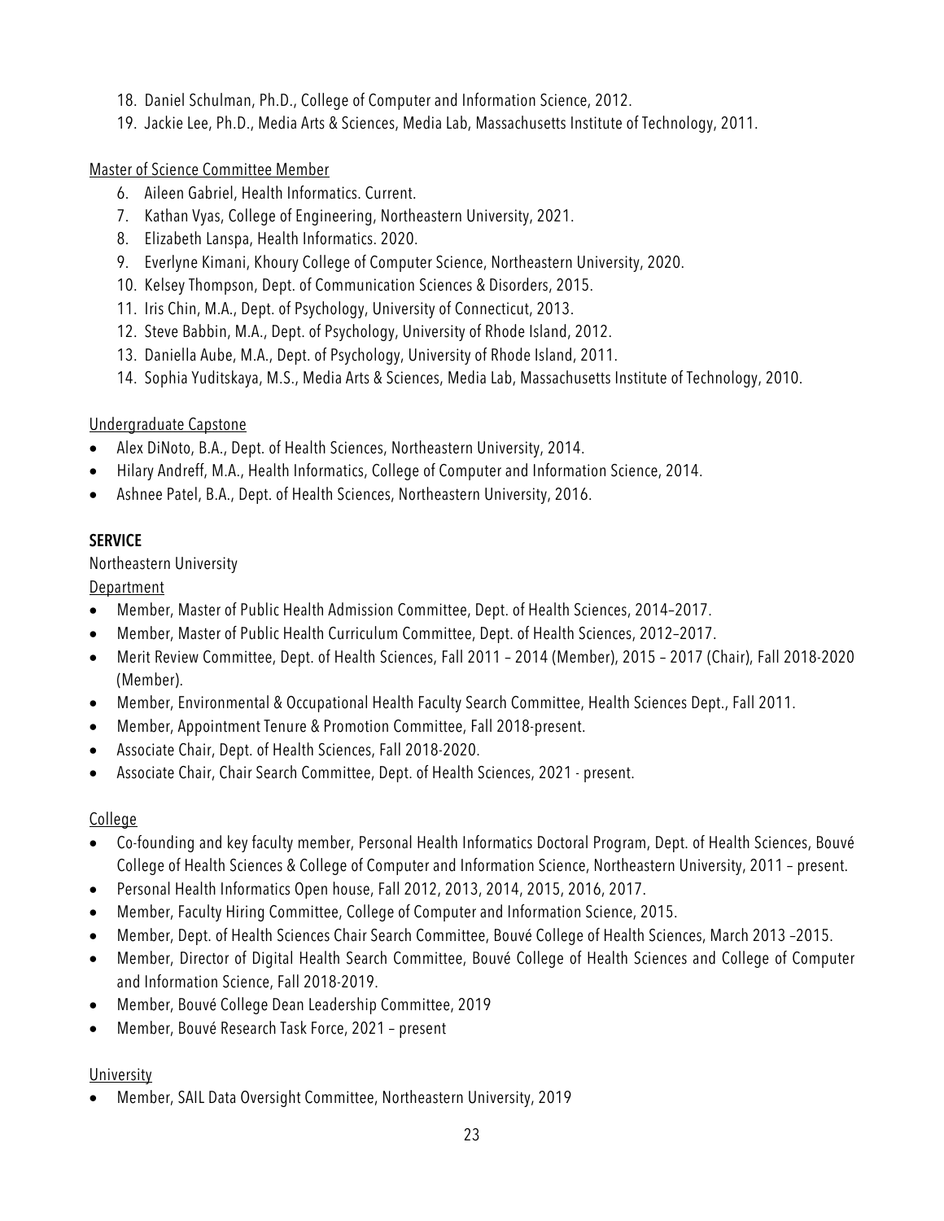18. Daniel Schulman, Ph.D., College of Computer and Information Science, 2012.
19. Jackie Lee, Ph.D., Media Arts & Sciences, Media Lab, Massachusetts Institute of Technology, 2011.

Master of Science Committee Member

6. Aileen Gabriel, Health Informatics. Current.
7. Kathan Vyas, College of Engineering, Northeastern University, 2021.
8. Elizabeth Lanspa, Health Informatics. 2020.
9. Everlyne Kimani, Khoury College of Computer Science, Northeastern University, 2020.
10. Kelsey Thompson, Dept. of Communication Sciences & Disorders, 2015.
11. Iris Chin, M.A., Dept. of Psychology, University of Connecticut, 2013.
12. Steve Babbin, M.A., Dept. of Psychology, University of Rhode Island, 2012.
13. Daniella Aube, M.A., Dept. of Psychology, University of Rhode Island, 2011.
14. Sophia Yuditskaya, M.S., Media Arts & Sciences, Media Lab, Massachusetts Institute of Technology, 2010.

Undergraduate Capstone

- Alex DiNoto, B.A., Dept. of Health Sciences, Northeastern University, 2014.
- Hilary Andreff, M.A., Health Informatics, College of Computer and Information Science, 2014.
- Ashnee Patel, B.A., Dept. of Health Sciences, Northeastern University, 2016.

## SERVICE

Northeastern University

Department

- Member, Master of Public Health Admission Committee, Dept. of Health Sciences, 2014–2017.
- Member, Master of Public Health Curriculum Committee, Dept. of Health Sciences, 2012–2017.
- Merit Review Committee, Dept. of Health Sciences, Fall 2011 – 2014 (Member), 2015 – 2017 (Chair), Fall 2018-2020 (Member).
- Member, Environmental & Occupational Health Faculty Search Committee, Health Sciences Dept., Fall 2011.
- Member, Appointment Tenure & Promotion Committee, Fall 2018-present.
- Associate Chair, Dept. of Health Sciences, Fall 2018-2020.
- Associate Chair, Chair Search Committee, Dept. of Health Sciences, 2021 - present.

College

- Co-founding and key faculty member, Personal Health Informatics Doctoral Program, Dept. of Health Sciences, Bouvé College of Health Sciences & College of Computer and Information Science, Northeastern University, 2011 – present.
- Personal Health Informatics Open house, Fall 2012, 2013, 2014, 2015, 2016, 2017.
- Member, Faculty Hiring Committee, College of Computer and Information Science, 2015.
- Member, Dept. of Health Sciences Chair Search Committee, Bouvé College of Health Sciences, March 2013 –2015.
- Member, Director of Digital Health Search Committee, Bouvé College of Health Sciences and College of Computer and Information Science, Fall 2018-2019.
- Member, Bouvé College Dean Leadership Committee, 2019
- Member, Bouvé Research Task Force, 2021 – present

University

- Member, SAIL Data Oversight Committee, Northeastern University, 2019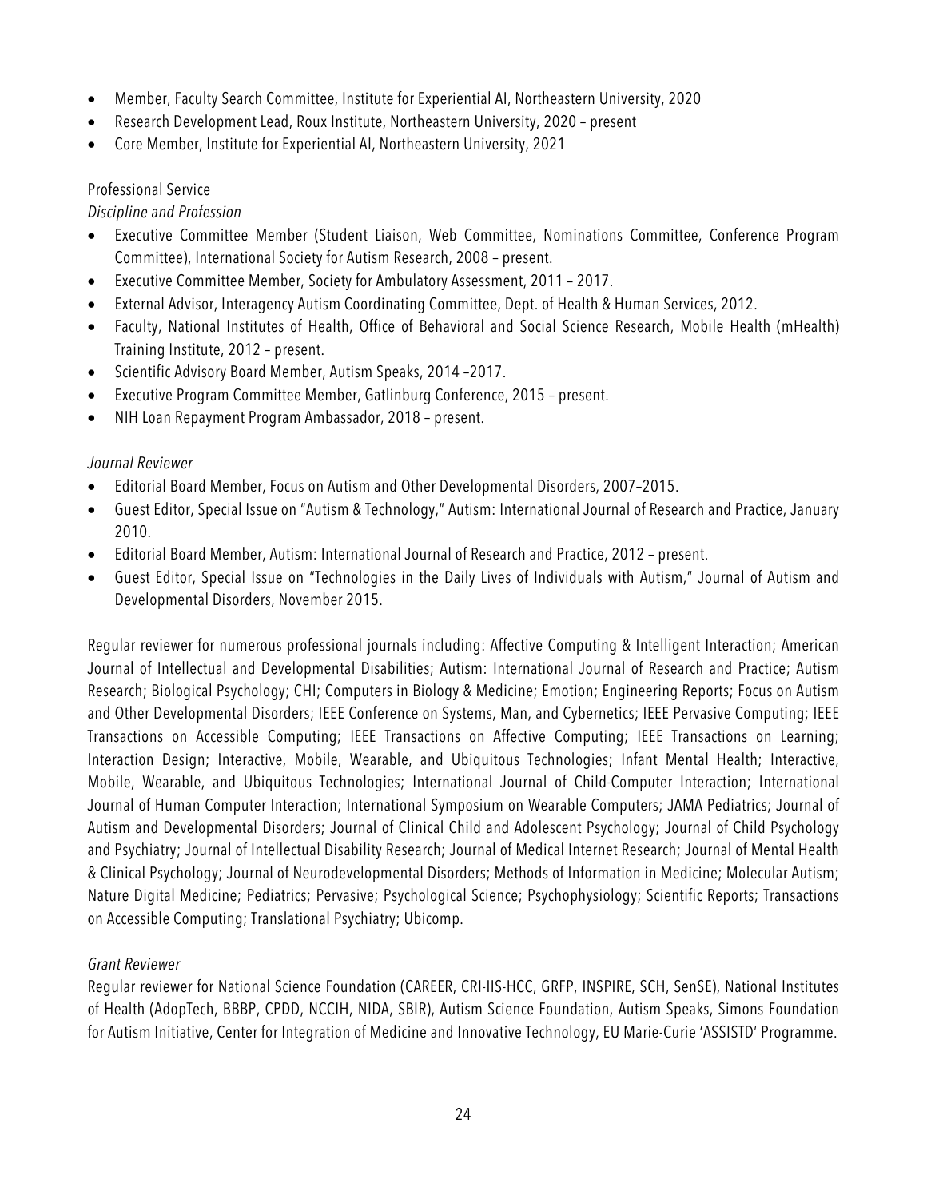- Member, Faculty Search Committee, Institute for Experiential AI, Northeastern University, 2020
- Research Development Lead, Roux Institute, Northeastern University, 2020 – present
- Core Member, Institute for Experiential AI, Northeastern University, 2021

Professional Service

*Discipline and Profession*

- Executive Committee Member (Student Liaison, Web Committee, Nominations Committee, Conference Program Committee), International Society for Autism Research, 2008 – present.
- Executive Committee Member, Society for Ambulatory Assessment, 2011 – 2017.
- External Advisor, Interagency Autism Coordinating Committee, Dept. of Health & Human Services, 2012.
- Faculty, National Institutes of Health, Office of Behavioral and Social Science Research, Mobile Health (mHealth) Training Institute, 2012 – present.
- Scientific Advisory Board Member, Autism Speaks, 2014 –2017.
- Executive Program Committee Member, Gatlinburg Conference, 2015 – present.
- NIH Loan Repayment Program Ambassador, 2018 – present.

*Journal Reviewer*

- Editorial Board Member, Focus on Autism and Other Developmental Disorders, 2007–2015.
- Guest Editor, Special Issue on "Autism & Technology," Autism: International Journal of Research and Practice, January 2010.
- Editorial Board Member, Autism: International Journal of Research and Practice, 2012 – present.
- Guest Editor, Special Issue on "Technologies in the Daily Lives of Individuals with Autism," Journal of Autism and Developmental Disorders, November 2015.

Regular reviewer for numerous professional journals including: Affective Computing & Intelligent Interaction; American Journal of Intellectual and Developmental Disabilities; Autism: International Journal of Research and Practice; Autism Research; Biological Psychology; CHI; Computers in Biology & Medicine; Emotion; Engineering Reports; Focus on Autism and Other Developmental Disorders; IEEE Conference on Systems, Man, and Cybernetics; IEEE Pervasive Computing; IEEE Transactions on Accessible Computing; IEEE Transactions on Affective Computing; IEEE Transactions on Learning; Interaction Design; Interactive, Mobile, Wearable, and Ubiquitous Technologies; Infant Mental Health; Interactive, Mobile, Wearable, and Ubiquitous Technologies; International Journal of Child-Computer Interaction; International Journal of Human Computer Interaction; International Symposium on Wearable Computers; JAMA Pediatrics; Journal of Autism and Developmental Disorders; Journal of Clinical Child and Adolescent Psychology; Journal of Child Psychology and Psychiatry; Journal of Intellectual Disability Research; Journal of Medical Internet Research; Journal of Mental Health & Clinical Psychology; Journal of Neurodevelopmental Disorders; Methods of Information in Medicine; Molecular Autism; Nature Digital Medicine; Pediatrics; Pervasive; Psychological Science; Psychophysiology; Scientific Reports; Transactions on Accessible Computing; Translational Psychiatry; Ubicomp.

*Grant Reviewer*

Regular reviewer for National Science Foundation (CAREER, CRI-IIS-HCC, GRFP, INSPIRE, SCH, SenSE), National Institutes of Health (AdopTech, BBBP, CPDD, NCCIH, NIDA, SBIR), Autism Science Foundation, Autism Speaks, Simons Foundation for Autism Initiative, Center for Integration of Medicine and Innovative Technology, EU Marie-Curie 'ASSISTD' Programme.